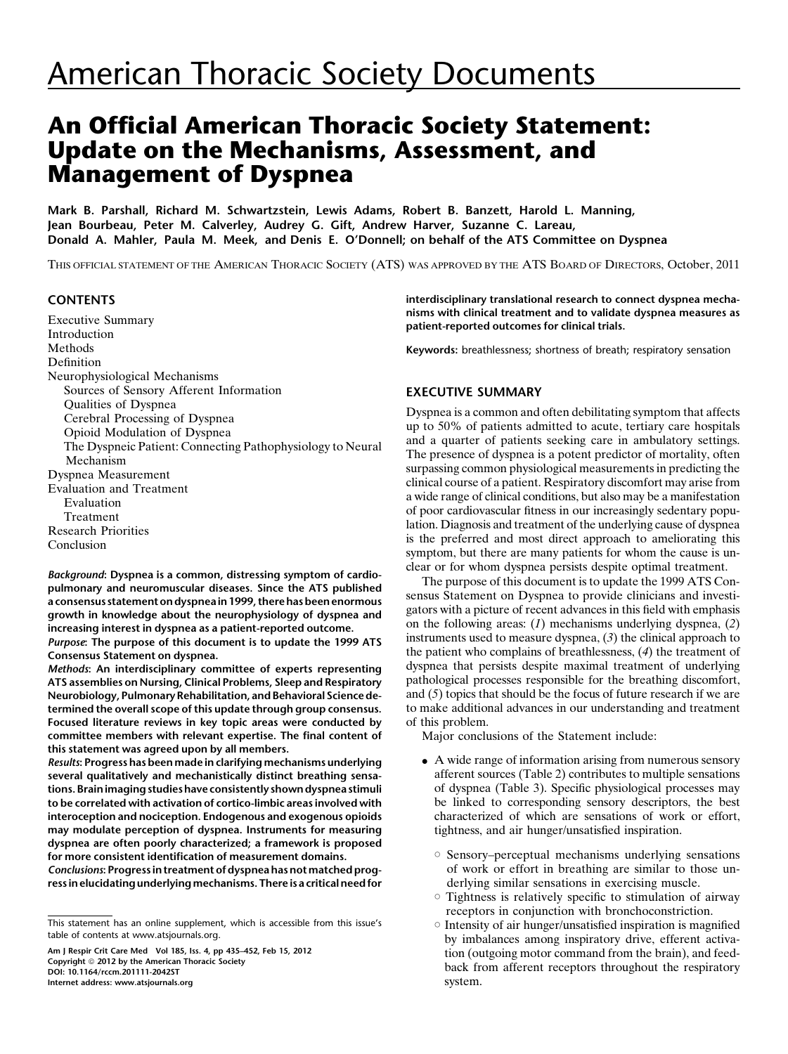# American Thoracic Society Documents

# An Official American Thoracic Society Statement: Update on the Mechanisms, Assessment, and Management of Dyspnea

**Mark B. Parshall, Richard M. Schwartzstein, Lewis Adams, Robert B. Banzett, Harold L. Manning, Jean Bourbeau, Peter M. Calverley, Audrey G. Gift, Andrew Harver, Suzanne C. Lareau, Donald A. Mahler, Paula M. Meek, and Denis E. O'Donnell; on behalf of the ATS Committee on Dyspnea**

THIS OFFICIAL STATEMENT OF THE AMERICAN THORACIC SOCIETY (ATS) WAS APPROVED BY THE ATS BOARD OF DIRECTORS, October, 2011

## CONTENTS

Executive Summary
Introduction
Methods
Definition
Neurophysiological Mechanisms
- Sources of Sensory Afferent Information
- Qualities of Dyspnea
- Cerebral Processing of Dyspnea
- Opioid Modulation of Dyspnea
- The Dyspneic Patient: Connecting Pathophysiology to Neural Mechanism

Dyspnea Measurement
Evaluation and Treatment
- Evaluation
- Treatment

Research Priorities
Conclusion

***Background*: Dyspnea is a common, distressing symptom of cardiopulmonary and neuromuscular diseases. Since the ATS published a consensus statement on dyspnea in 1999, there has been enormous growth in knowledge about the neurophysiology of dyspnea and increasing interest in dyspnea as a patient-reported outcome.**

***Purpose*: The purpose of this document is to update the 1999 ATS Consensus Statement on dyspnea.**

***Methods*: An interdisciplinary committee of experts representing ATS assemblies on Nursing, Clinical Problems, Sleep and Respiratory Neurobiology, Pulmonary Rehabilitation, and Behavioral Science determined the overall scope of this update through group consensus. Focused literature reviews in key topic areas were conducted by committee members with relevant expertise. The final content of this statement was agreed upon by all members.**

***Results*: Progress has been made in clarifying mechanisms underlying several qualitatively and mechanistically distinct breathing sensations. Brain imaging studies have consistently shown dyspnea stimuli to be correlated with activation of cortico-limbic areas involved with interoception and nociception. Endogenous and exogenous opioids may modulate perception of dyspnea. Instruments for measuring dyspnea are often poorly characterized; a framework is proposed for more consistent identification of measurement domains.**

***Conclusions*: Progress in treatment of dyspnea has not matched progress in elucidating underlying mechanisms. There is a critical need for interdisciplinary translational research to connect dyspnea mechanisms with clinical treatment and to validate dyspnea measures as patient-reported outcomes for clinical trials.**

**Keywords:** breathlessness; shortness of breath; respiratory sensation

This statement has an online supplement, which is accessible from this issue's table of contents at www.atsjournals.org.

Am J Respir Crit Care Med Vol 185, Iss. 4, pp 435–452, Feb 15, 2012
Copyright © 2012 by the American Thoracic Society
DOI: 10.1164/rccm.201111-2042ST
Internet address: www.atsjournals.org

## EXECUTIVE SUMMARY

Dyspnea is a common and often debilitating symptom that affects up to 50% of patients admitted to acute, tertiary care hospitals and a quarter of patients seeking care in ambulatory settings. The presence of dyspnea is a potent predictor of mortality, often surpassing common physiological measurements in predicting the clinical course of a patient. Respiratory discomfort may arise from a wide range of clinical conditions, but also may be a manifestation of poor cardiovascular fitness in our increasingly sedentary population. Diagnosis and treatment of the underlying cause of dyspnea is the preferred and most direct approach to ameliorating this symptom, but there are many patients for whom the cause is unclear or for whom dyspnea persists despite optimal treatment.

The purpose of this document is to update the 1999 ATS Consensus Statement on Dyspnea to provide clinicians and investigators with a picture of recent advances in this field with emphasis on the following areas: (*1*) mechanisms underlying dyspnea, (*2*) instruments used to measure dyspnea, (*3*) the clinical approach to the patient who complains of breathlessness, (*4*) the treatment of dyspnea that persists despite maximal treatment of underlying pathological processes responsible for the breathing discomfort, and (*5*) topics that should be the focus of future research if we are to make additional advances in our understanding and treatment of this problem.

Major conclusions of the Statement include:

- A wide range of information arising from numerous sensory afferent sources (Table 2) contributes to multiple sensations of dyspnea (Table 3). Specific physiological processes may be linked to corresponding sensory descriptors, the best characterized of which are sensations of work or effort, tightness, and air hunger/unsatisfied inspiration.
  - Sensory–perceptual mechanisms underlying sensations of work or effort in breathing are similar to those underlying similar sensations in exercising muscle.
  - Tightness is relatively specific to stimulation of airway receptors in conjunction with bronchoconstriction.
  - Intensity of air hunger/unsatisfied inspiration is magnified by imbalances among inspiratory drive, efferent activation (outgoing motor command from the brain), and feedback from afferent receptors throughout the respiratory system.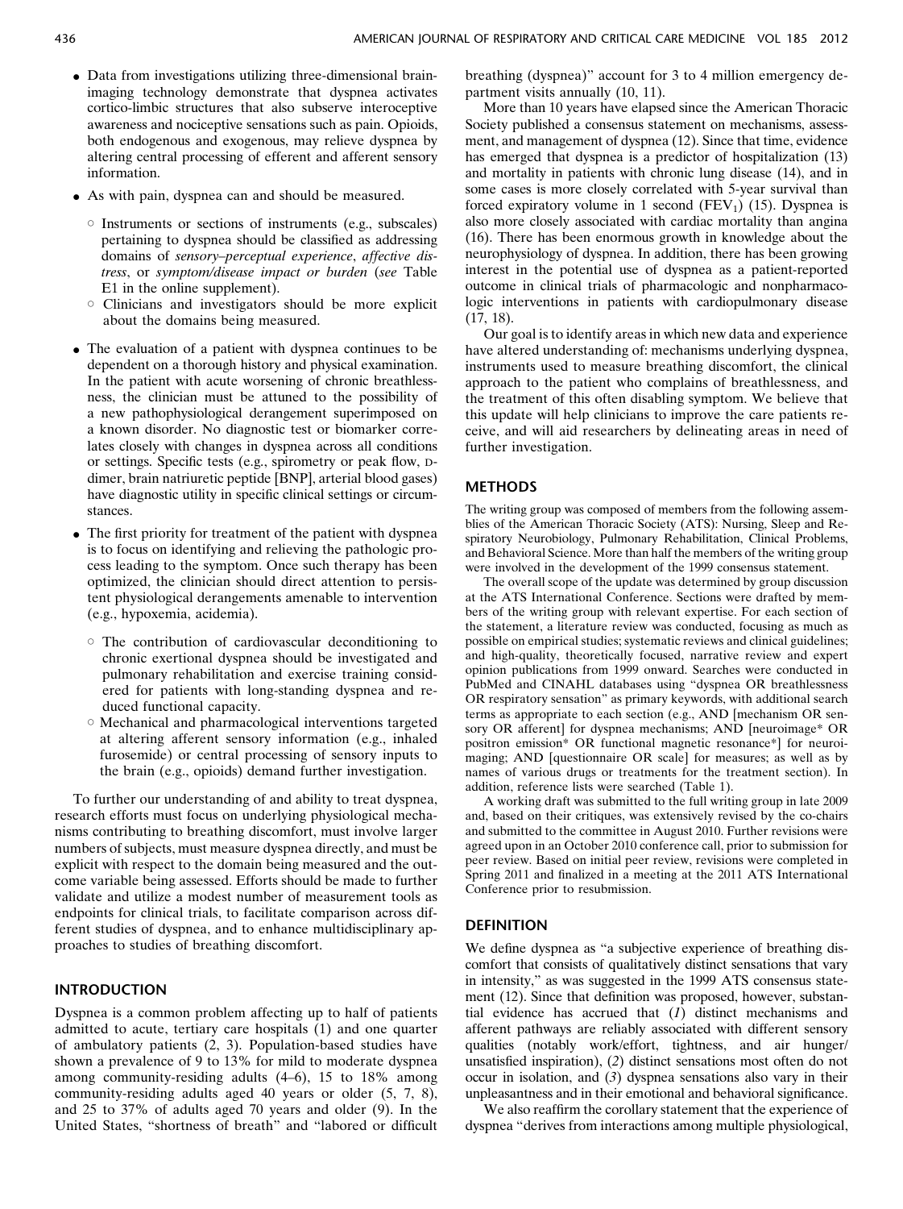- Data from investigations utilizing three-dimensional brain-imaging technology demonstrate that dyspnea activates cortico-limbic structures that also subserve interoceptive awareness and nociceptive sensations such as pain. Opioids, both endogenous and exogenous, may relieve dyspnea by altering central processing of efferent and afferent sensory information.
- As with pain, dyspnea can and should be measured.
  - Instruments or sections of instruments (e.g., subscales) pertaining to dyspnea should be classified as addressing domains of *sensory–perceptual experience*, *affective distress*, or *symptom/disease impact or burden* (*see* Table E1 in the online supplement).
  - Clinicians and investigators should be more explicit about the domains being measured.
- The evaluation of a patient with dyspnea continues to be dependent on a thorough history and physical examination. In the patient with acute worsening of chronic breathlessness, the clinician must be attuned to the possibility of a new pathophysiological derangement superimposed on a known disorder. No diagnostic test or biomarker correlates closely with changes in dyspnea across all conditions or settings. Specific tests (e.g., spirometry or peak flow, D-dimer, brain natriuretic peptide [BNP], arterial blood gases) have diagnostic utility in specific clinical settings or circumstances.
- The first priority for treatment of the patient with dyspnea is to focus on identifying and relieving the pathologic process leading to the symptom. Once such therapy has been optimized, the clinician should direct attention to persistent physiological derangements amenable to intervention (e.g., hypoxemia, acidemia).
  - The contribution of cardiovascular deconditioning to chronic exertional dyspnea should be investigated and pulmonary rehabilitation and exercise training considered for patients with long-standing dyspnea and reduced functional capacity.
  - Mechanical and pharmacological interventions targeted at altering afferent sensory information (e.g., inhaled furosemide) or central processing of sensory inputs to the brain (e.g., opioids) demand further investigation.

To further our understanding of and ability to treat dyspnea, research efforts must focus on underlying physiological mechanisms contributing to breathing discomfort, must involve larger numbers of subjects, must measure dyspnea directly, and must be explicit with respect to the domain being measured and the outcome variable being assessed. Efforts should be made to further validate and utilize a modest number of measurement tools as endpoints for clinical trials, to facilitate comparison across different studies of dyspnea, and to enhance multidisciplinary approaches to studies of breathing discomfort.

## INTRODUCTION

Dyspnea is a common problem affecting up to half of patients admitted to acute, tertiary care hospitals (1) and one quarter of ambulatory patients (2, 3). Population-based studies have shown a prevalence of 9 to 13% for mild to moderate dyspnea among community-residing adults (4–6), 15 to 18% among community-residing adults aged 40 years or older (5, 7, 8), and 25 to 37% of adults aged 70 years and older (9). In the United States, "shortness of breath" and "labored or difficult breathing (dyspnea)" account for 3 to 4 million emergency department visits annually (10, 11).

More than 10 years have elapsed since the American Thoracic Society published a consensus statement on mechanisms, assessment, and management of dyspnea (12). Since that time, evidence has emerged that dyspnea is a predictor of hospitalization (13) and mortality in patients with chronic lung disease (14), and in some cases is more closely correlated with 5-year survival than forced expiratory volume in 1 second ($FEV_1$) (15). Dyspnea is also more closely associated with cardiac mortality than angina (16). There has been enormous growth in knowledge about the neurophysiology of dyspnea. In addition, there has been growing interest in the potential use of dyspnea as a patient-reported outcome in clinical trials of pharmacologic and nonpharmacologic interventions in patients with cardiopulmonary disease (17, 18).

Our goal is to identify areas in which new data and experience have altered understanding of: mechanisms underlying dyspnea, instruments used to measure breathing discomfort, the clinical approach to the patient who complains of breathlessness, and the treatment of this often disabling symptom. We believe that this update will help clinicians to improve the care patients receive, and will aid researchers by delineating areas in need of further investigation.

## METHODS

The writing group was composed of members from the following assemblies of the American Thoracic Society (ATS): Nursing, Sleep and Respiratory Neurobiology, Pulmonary Rehabilitation, Clinical Problems, and Behavioral Science. More than half the members of the writing group were involved in the development of the 1999 consensus statement.

The overall scope of the update was determined by group discussion at the ATS International Conference. Sections were drafted by members of the writing group with relevant expertise. For each section of the statement, a literature review was conducted, focusing as much as possible on empirical studies; systematic reviews and clinical guidelines; and high-quality, theoretically focused, narrative review and expert opinion publications from 1999 onward. Searches were conducted in PubMed and CINAHL databases using "dyspnea OR breathlessness OR respiratory sensation" as primary keywords, with additional search terms as appropriate to each section (e.g., AND [mechanism OR sensory OR afferent] for dyspnea mechanisms; AND [neuroimage* OR positron emission* OR functional magnetic resonance*] for neuroimaging; AND [questionnaire OR scale] for measures; as well as by names of various drugs or treatments for the treatment section). In addition, reference lists were searched (Table 1).

A working draft was submitted to the full writing group in late 2009 and, based on their critiques, was extensively revised by the co-chairs and submitted to the committee in August 2010. Further revisions were agreed upon in an October 2010 conference call, prior to submission for peer review. Based on initial peer review, revisions were completed in Spring 2011 and finalized in a meeting at the 2011 ATS International Conference prior to resubmission.

## DEFINITION

We define dyspnea as "a subjective experience of breathing discomfort that consists of qualitatively distinct sensations that vary in intensity," as was suggested in the 1999 ATS consensus statement (12). Since that definition was proposed, however, substantial evidence has accrued that (*1*) distinct mechanisms and afferent pathways are reliably associated with different sensory qualities (notably work/effort, tightness, and air hunger/unsatisfied inspiration), (*2*) distinct sensations most often do not occur in isolation, and (*3*) dyspnea sensations also vary in their unpleasantness and in their emotional and behavioral significance.

We also reaffirm the corollary statement that the experience of dyspnea "derives from interactions among multiple physiological,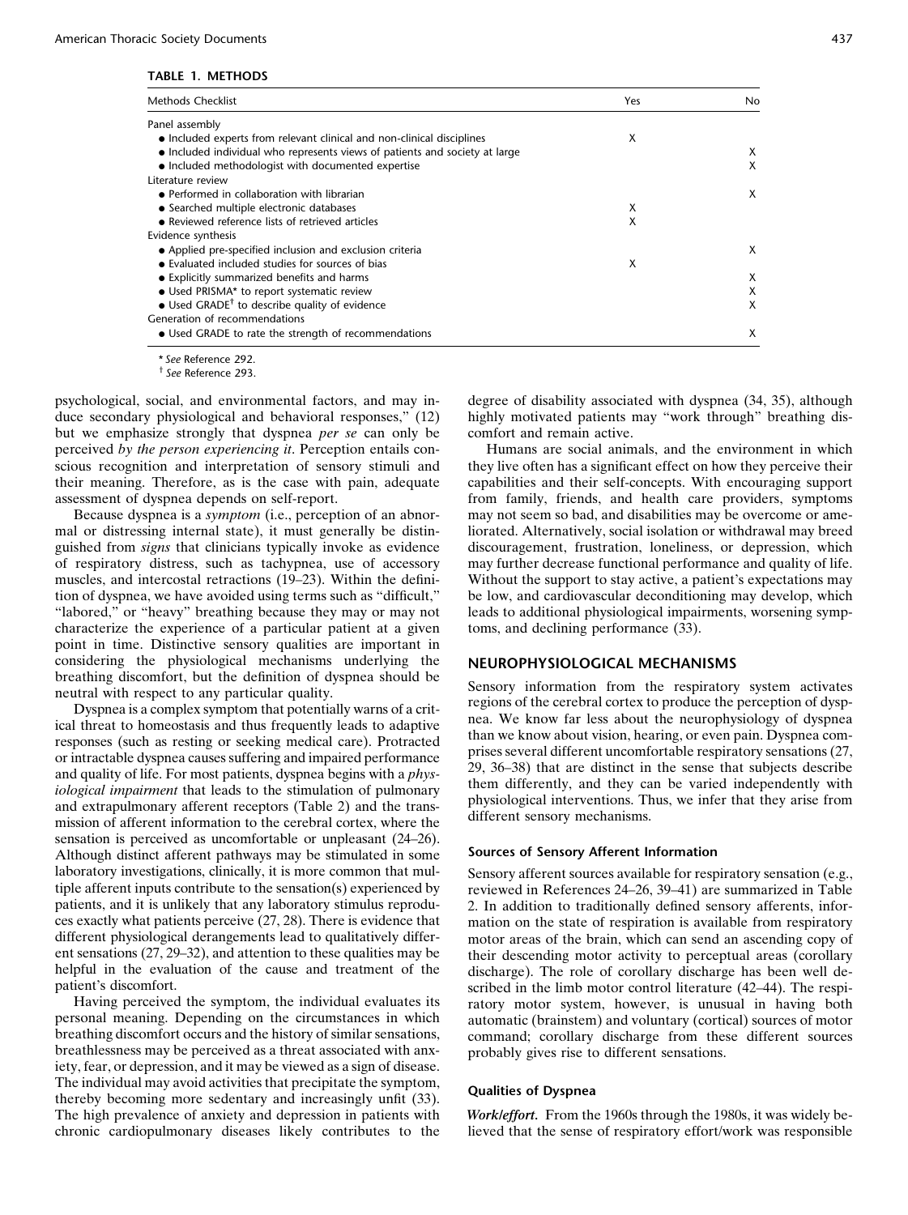**TABLE 1. METHODS**

| Methods Checklist | Yes | No |
|---|---|---|
| Panel assembly | | |
| • Included experts from relevant clinical and non-clinical disciplines | X | |
| • Included individual who represents views of patients and society at large | | X |
| • Included methodologist with documented expertise | | X |
| Literature review | | |
| • Performed in collaboration with librarian | | X |
| • Searched multiple electronic databases | X | |
| • Reviewed reference lists of retrieved articles | X | |
| Evidence synthesis | | |
| • Applied pre-specified inclusion and exclusion criteria | | X |
| • Evaluated included studies for sources of bias | X | |
| • Explicitly summarized benefits and harms | | X |
| • Used PRISMA* to report systematic review | | X |
| • Used GRADE† to describe quality of evidence | | X |
| Generation of recommendations | | |
| • Used GRADE to rate the strength of recommendations | | X |

\* *See* Reference 292.
† *See* Reference 293.

psychological, social, and environmental factors, and may induce secondary physiological and behavioral responses," (12) but we emphasize strongly that dyspnea *per se* can only be perceived *by the person experiencing it*. Perception entails conscious recognition and interpretation of sensory stimuli and their meaning. Therefore, as is the case with pain, adequate assessment of dyspnea depends on self-report.

Because dyspnea is a *symptom* (i.e., perception of an abnormal or distressing internal state), it must generally be distinguished from *signs* that clinicians typically invoke as evidence of respiratory distress, such as tachypnea, use of accessory muscles, and intercostal retractions (19–23). Within the definition of dyspnea, we have avoided using terms such as "difficult," "labored," or "heavy" breathing because they may or may not characterize the experience of a particular patient at a given point in time. Distinctive sensory qualities are important in considering the physiological mechanisms underlying the breathing discomfort, but the definition of dyspnea should be neutral with respect to any particular quality.

Dyspnea is a complex symptom that potentially warns of a critical threat to homeostasis and thus frequently leads to adaptive responses (such as resting or seeking medical care). Protracted or intractable dyspnea causes suffering and impaired performance and quality of life. For most patients, dyspnea begins with a *physiological impairment* that leads to the stimulation of pulmonary and extrapulmonary afferent receptors (Table 2) and the transmission of afferent information to the cerebral cortex, where the sensation is perceived as uncomfortable or unpleasant (24–26). Although distinct afferent pathways may be stimulated in some laboratory investigations, clinically, it is more common that multiple afferent inputs contribute to the sensation(s) experienced by patients, and it is unlikely that any laboratory stimulus reproduces exactly what patients perceive (27, 28). There is evidence that different physiological derangements lead to qualitatively different sensations (27, 29–32), and attention to these qualities may be helpful in the evaluation of the cause and treatment of the patient's discomfort.

Having perceived the symptom, the individual evaluates its personal meaning. Depending on the circumstances in which breathing discomfort occurs and the history of similar sensations, breathlessness may be perceived as a threat associated with anxiety, fear, or depression, and it may be viewed as a sign of disease. The individual may avoid activities that precipitate the symptom, thereby becoming more sedentary and increasingly unfit (33). The high prevalence of anxiety and depression in patients with chronic cardiopulmonary diseases likely contributes to the degree of disability associated with dyspnea (34, 35), although highly motivated patients may "work through" breathing discomfort and remain active.

Humans are social animals, and the environment in which they live often has a significant effect on how they perceive their capabilities and their self-concepts. With encouraging support from family, friends, and health care providers, symptoms may not seem so bad, and disabilities may be overcome or ameliorated. Alternatively, social isolation or withdrawal may breed discouragement, frustration, loneliness, or depression, which may further decrease functional performance and quality of life. Without the support to stay active, a patient's expectations may be low, and cardiovascular deconditioning may develop, which leads to additional physiological impairments, worsening symptoms, and declining performance (33).

## NEUROPHYSIOLOGICAL MECHANISMS

Sensory information from the respiratory system activates regions of the cerebral cortex to produce the perception of dyspnea. We know far less about the neurophysiology of dyspnea than we know about vision, hearing, or even pain. Dyspnea comprises several different uncomfortable respiratory sensations (27, 29, 36–38) that are distinct in the sense that subjects describe them differently, and they can be varied independently with physiological interventions. Thus, we infer that they arise from different sensory mechanisms.

### Sources of Sensory Afferent Information

Sensory afferent sources available for respiratory sensation (e.g., reviewed in References 24–26, 39–41) are summarized in Table 2. In addition to traditionally defined sensory afferents, information on the state of respiration is available from respiratory motor areas of the brain, which can send an ascending copy of their descending motor activity to perceptual areas (corollary discharge). The role of corollary discharge has been well described in the limb motor control literature (42–44). The respiratory motor system, however, is unusual in having both automatic (brainstem) and voluntary (cortical) sources of motor command; corollary discharge from these different sources probably gives rise to different sensations.

### Qualities of Dyspnea

***Work/effort.*** From the 1960s through the 1980s, it was widely believed that the sense of respiratory effort/work was responsible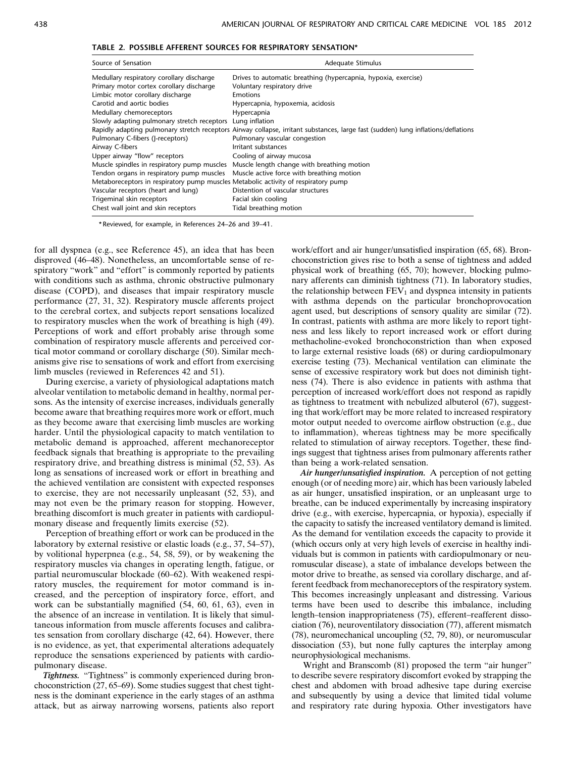**TABLE 2. POSSIBLE AFFERENT SOURCES FOR RESPIRATORY SENSATION***

| Source of Sensation | Adequate Stimulus |
| --- | --- |
| Medullary respiratory corollary discharge | Drives to automatic breathing (hypercapnia, hypoxia, exercise) |
| Primary motor cortex corollary discharge | Voluntary respiratory drive |
| Limbic motor corollary discharge | Emotions |
| Carotid and aortic bodies | Hypercapnia, hypoxemia, acidosis |
| Medullary chemoreceptors | Hypercapnia |
| Slowly adapting pulmonary stretch receptors | Lung inflation |
| Rapidly adapting pulmonary stretch receptors | Airway collapse, irritant substances, large fast (sudden) lung inflations/deflations |
| Pulmonary C-fibers (J-receptors) | Pulmonary vascular congestion |
| Airway C-fibers | Irritant substances |
| Upper airway "flow" receptors | Cooling of airway mucosa |
| Muscle spindles in respiratory pump muscles | Muscle length change with breathing motion |
| Tendon organs in respiratory pump muscles | Muscle active force with breathing motion |
| Metaboreceptors in respiratory pump muscles | Metabolic activity of respiratory pump |
| Vascular receptors (heart and lung) | Distention of vascular structures |
| Trigeminal skin receptors | Facial skin cooling |
| Chest wall joint and skin receptors | Tidal breathing motion |

* Reviewed, for example, in References 24–26 and 39–41.

for all dyspnea (e.g., see Reference 45), an idea that has been disproved (46–48). Nonetheless, an uncomfortable sense of respiratory "work" and "effort" is commonly reported by patients with conditions such as asthma, chronic obstructive pulmonary disease (COPD), and diseases that impair respiratory muscle performance (27, 31, 32). Respiratory muscle afferents project to the cerebral cortex, and subjects report sensations localized to respiratory muscles when the work of breathing is high (49). Perceptions of work and effort probably arise through some combination of respiratory muscle afferents and perceived cortical motor command or corollary discharge (50). Similar mechanisms give rise to sensations of work and effort from exercising limb muscles (reviewed in References 42 and 51).

During exercise, a variety of physiological adaptations match alveolar ventilation to metabolic demand in healthy, normal persons. As the intensity of exercise increases, individuals generally become aware that breathing requires more work or effort, much as they become aware that exercising limb muscles are working harder. Until the physiological capacity to match ventilation to metabolic demand is approached, afferent mechanoreceptor feedback signals that breathing is appropriate to the prevailing respiratory drive, and breathing distress is minimal (52, 53). As long as sensations of increased work or effort in breathing and the achieved ventilation are consistent with expected responses to exercise, they are not necessarily unpleasant (52, 53), and may not even be the primary reason for stopping. However, breathing discomfort is much greater in patients with cardiopulmonary disease and frequently limits exercise (52).

Perception of breathing effort or work can be produced in the laboratory by external resistive or elastic loads (e.g., 37, 54–57), by volitional hyperpnea (e.g., 54, 58, 59), or by weakening the respiratory muscles via changes in operating length, fatigue, or partial neuromuscular blockade (60–62). With weakened respiratory muscles, the requirement for motor command is increased, and the perception of inspiratory force, effort, and work can be substantially magnified (54, 60, 61, 63), even in the absence of an increase in ventilation. It is likely that simultaneous information from muscle afferents focuses and calibrates sensation from corollary discharge (42, 64). However, there is no evidence, as yet, that experimental alterations adequately reproduce the sensations experienced by patients with cardiopulmonary disease.

***Tightness.*** "Tightness" is commonly experienced during bronchoconstriction (27, 65–69). Some studies suggest that chest tightness is the dominant experience in the early stages of an asthma attack, but as airway narrowing worsens, patients also report work/effort and air hunger/unsatisfied inspiration (65, 68). Bronchoconstriction gives rise to both a sense of tightness and added physical work of breathing (65, 70); however, blocking pulmonary afferents can diminish tightness (71). In laboratory studies, the relationship between $FEV_1$ and dyspnea intensity in patients with asthma depends on the particular bronchoprovocation agent used, but descriptions of sensory quality are similar (72). In contrast, patients with asthma are more likely to report tightness and less likely to report increased work or effort during methacholine-evoked bronchoconstriction than when exposed to large external resistive loads (68) or during cardiopulmonary exercise testing (73). Mechanical ventilation can eliminate the sense of excessive respiratory work but does not diminish tightness (74). There is also evidence in patients with asthma that perception of increased work/effort does not respond as rapidly as tightness to treatment with nebulized albuterol (67), suggesting that work/effort may be more related to increased respiratory motor output needed to overcome airflow obstruction (e.g., due to inflammation), whereas tightness may be more specifically related to stimulation of airway receptors. Together, these findings suggest that tightness arises from pulmonary afferents rather than being a work-related sensation.

***Air hunger/unsatisfied inspiration.*** A perception of not getting enough (or of needing more) air, which has been variously labeled as air hunger, unsatisfied inspiration, or an unpleasant urge to breathe, can be induced experimentally by increasing inspiratory drive (e.g., with exercise, hypercapnia, or hypoxia), especially if the capacity to satisfy the increased ventilatory demand is limited. As the demand for ventilation exceeds the capacity to provide it (which occurs only at very high levels of exercise in healthy individuals but is common in patients with cardiopulmonary or neuromuscular disease), a state of imbalance develops between the motor drive to breathe, as sensed via corollary discharge, and afferent feedback from mechanoreceptors of the respiratory system. This becomes increasingly unpleasant and distressing. Various terms have been used to describe this imbalance, including length–tension inappropriateness (75), efferent–reafferent dissociation (76), neuroventilatory dissociation (77), afferent mismatch (78), neuromechanical uncoupling (52, 79, 80), or neuromuscular dissociation (53), but none fully captures the interplay among neurophysiological mechanisms.

Wright and Branscomb (81) proposed the term "air hunger" to describe severe respiratory discomfort evoked by strapping the chest and abdomen with broad adhesive tape during exercise and subsequently by using a device that limited tidal volume and respiratory rate during hypoxia. Other investigators have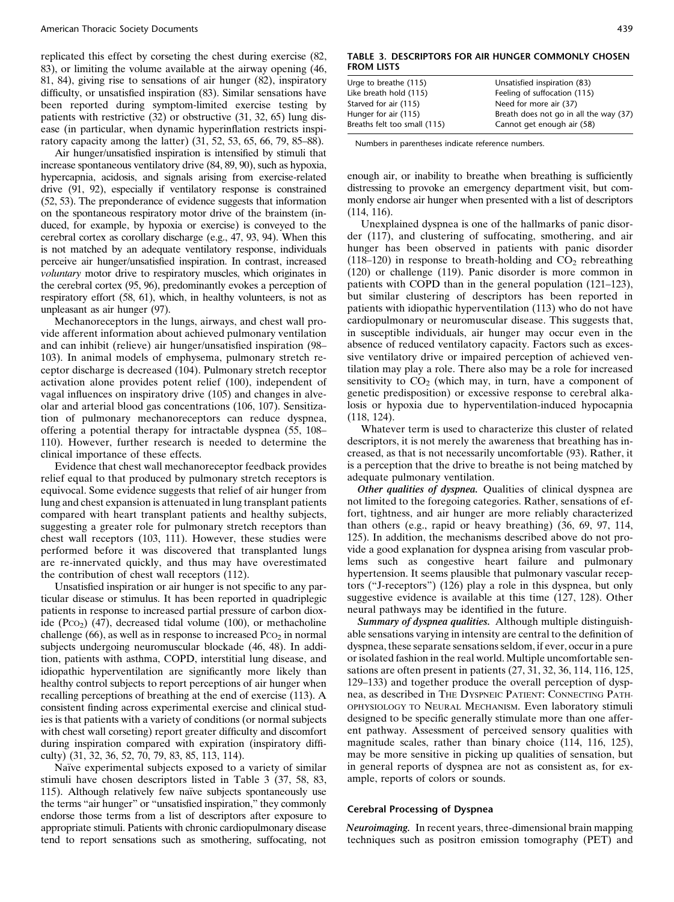replicated this effect by corseting the chest during exercise (82, 83), or limiting the volume available at the airway opening (46, 81, 84), giving rise to sensations of air hunger (82), inspiratory difficulty, or unsatisfied inspiration (83). Similar sensations have been reported during symptom-limited exercise testing by patients with restrictive (32) or obstructive (31, 32, 65) lung disease (in particular, when dynamic hyperinflation restricts inspiratory capacity among the latter) (31, 52, 53, 65, 66, 79, 85–88).

Air hunger/unsatisfied inspiration is intensified by stimuli that increase spontaneous ventilatory drive (84, 89, 90), such as hypoxia, hypercapnia, acidosis, and signals arising from exercise-related drive (91, 92), especially if ventilatory response is constrained (52, 53). The preponderance of evidence suggests that information on the spontaneous respiratory motor drive of the brainstem (induced, for example, by hypoxia or exercise) is conveyed to the cerebral cortex as corollary discharge (e.g., 47, 93, 94). When this is not matched by an adequate ventilatory response, individuals perceive air hunger/unsatisfied inspiration. In contrast, increased *voluntary* motor drive to respiratory muscles, which originates in the cerebral cortex (95, 96), predominantly evokes a perception of respiratory effort (58, 61), which, in healthy volunteers, is not as unpleasant as air hunger (97).

Mechanoreceptors in the lungs, airways, and chest wall provide afferent information about achieved pulmonary ventilation and can inhibit (relieve) air hunger/unsatisfied inspiration (98–103). In animal models of emphysema, pulmonary stretch receptor discharge is decreased (104). Pulmonary stretch receptor activation alone provides potent relief (100), independent of vagal influences on inspiratory drive (105) and changes in alveolar and arterial blood gas concentrations (106, 107). Sensitization of pulmonary mechanoreceptors can reduce dyspnea, offering a potential therapy for intractable dyspnea (55, 108–110). However, further research is needed to determine the clinical importance of these effects.

Evidence that chest wall mechanoreceptor feedback provides relief equal to that produced by pulmonary stretch receptors is equivocal. Some evidence suggests that relief of air hunger from lung and chest expansion is attenuated in lung transplant patients compared with heart transplant patients and healthy subjects, suggesting a greater role for pulmonary stretch receptors than chest wall receptors (103, 111). However, these studies were performed before it was discovered that transplanted lungs are re-innervated quickly, and thus may have overestimated the contribution of chest wall receptors (112).

Unsatisfied inspiration or air hunger is not specific to any particular disease or stimulus. It has been reported in quadriplegic patients in response to increased partial pressure of carbon dioxide ($P_{CO_2}$) (47), decreased tidal volume (100), or methacholine challenge (66), as well as in response to increased $P_{CO_2}$ in normal subjects undergoing neuromuscular blockade (46, 48). In addition, patients with asthma, COPD, interstitial lung disease, and idiopathic hyperventilation are significantly more likely than healthy control subjects to report perceptions of air hunger when recalling perceptions of breathing at the end of exercise (113). A consistent finding across experimental exercise and clinical studies is that patients with a variety of conditions (or normal subjects with chest wall corseting) report greater difficulty and discomfort during inspiration compared with expiration (inspiratory difficulty) (31, 32, 36, 52, 70, 79, 83, 85, 113, 114).

Naïve experimental subjects exposed to a variety of similar stimuli have chosen descriptors listed in Table 3 (37, 58, 83, 115). Although relatively few naïve subjects spontaneously use the terms "air hunger" or "unsatisfied inspiration," they commonly endorse those terms from a list of descriptors after exposure to appropriate stimuli. Patients with chronic cardiopulmonary disease tend to report sensations such as smothering, suffocating, not enough air, or inability to breathe when breathing is sufficiently distressing to provoke an emergency department visit, but commonly endorse air hunger when presented with a list of descriptors (114, 116).

**TABLE 3. DESCRIPTORS FOR AIR HUNGER COMMONLY CHOSEN FROM LISTS**

| | |
|---|---|
| Urge to breathe (115) | Unsatisfied inspiration (83) |
| Like breath hold (115) | Feeling of suffocation (115) |
| Starved for air (115) | Need for more air (37) |
| Hunger for air (115) | Breath does not go in all the way (37) |
| Breaths felt too small (115) | Cannot get enough air (58) |

Numbers in parentheses indicate reference numbers.

Unexplained dyspnea is one of the hallmarks of panic disorder (117), and clustering of suffocating, smothering, and air hunger has been observed in patients with panic disorder (118–120) in response to breath-holding and $CO_2$ rebreathing (120) or challenge (119). Panic disorder is more common in patients with COPD than in the general population (121–123), but similar clustering of descriptors has been reported in patients with idiopathic hyperventilation (113) who do not have cardiopulmonary or neuromuscular disease. This suggests that, in susceptible individuals, air hunger may occur even in the absence of reduced ventilatory capacity. Factors such as excessive ventilatory drive or impaired perception of achieved ventilation may play a role. There also may be a role for increased sensitivity to $CO_2$ (which may, in turn, have a component of genetic predisposition) or excessive response to cerebral alkalosis or hypoxia due to hyperventilation-induced hypocapnia (118, 124).

Whatever term is used to characterize this cluster of related descriptors, it is not merely the awareness that breathing has increased, as that is not necessarily uncomfortable (93). Rather, it is a perception that the drive to breathe is not being matched by adequate pulmonary ventilation.

***Other qualities of dyspnea.*** Qualities of clinical dyspnea are not limited to the foregoing categories. Rather, sensations of effort, tightness, and air hunger are more reliably characterized than others (e.g., rapid or heavy breathing) (36, 69, 97, 114, 125). In addition, the mechanisms described above do not provide a good explanation for dyspnea arising from vascular problems such as congestive heart failure and pulmonary hypertension. It seems plausible that pulmonary vascular receptors ("J-receptors") (126) play a role in this dyspnea, but only suggestive evidence is available at this time (127, 128). Other neural pathways may be identified in the future.

***Summary of dyspnea qualities.*** Although multiple distinguishable sensations varying in intensity are central to the definition of dyspnea, these separate sensations seldom, if ever, occur in a pure or isolated fashion in the real world. Multiple uncomfortable sensations are often present in patients (27, 31, 32, 36, 114, 116, 125, 129–133) and together produce the overall perception of dyspnea, as described in THE DYSPNEIC PATIENT: CONNECTING PATHOPHYSIOLOGY TO NEURAL MECHANISM. Even laboratory stimuli designed to be specific generally stimulate more than one afferent pathway. Assessment of perceived sensory qualities with magnitude scales, rather than binary choice (114, 116, 125), may be more sensitive in picking up qualities of sensation, but in general reports of dyspnea are not as consistent as, for example, reports of colors or sounds.

### Cerebral Processing of Dyspnea

***Neuroimaging.*** In recent years, three-dimensional brain mapping techniques such as positron emission tomography (PET) and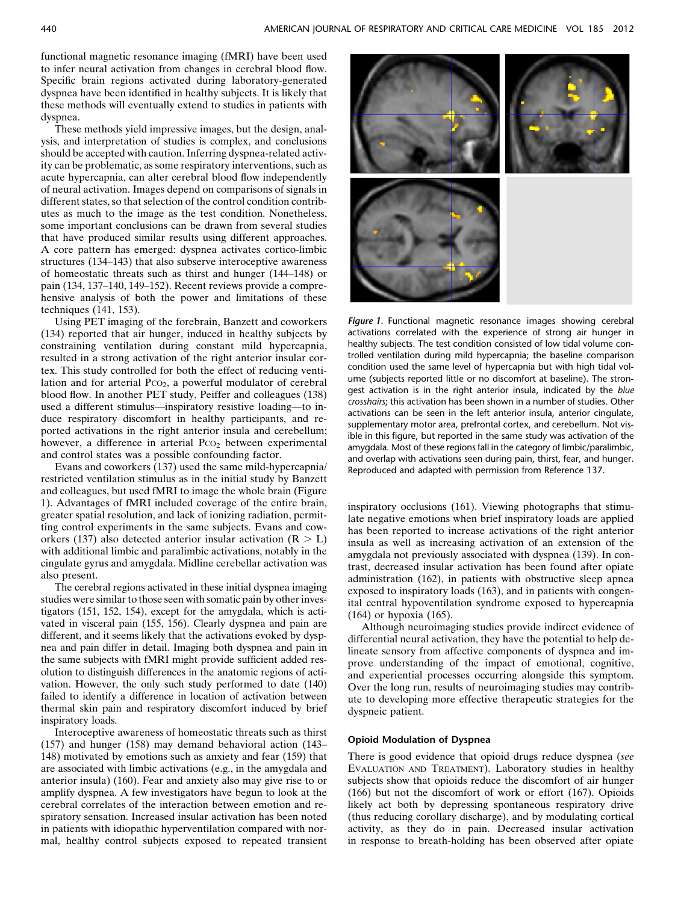functional magnetic resonance imaging (fMRI) have been used to infer neural activation from changes in cerebral blood flow. Specific brain regions activated during laboratory-generated dyspnea have been identified in healthy subjects. It is likely that these methods will eventually extend to studies in patients with dyspnea.

These methods yield impressive images, but the design, analysis, and interpretation of studies is complex, and conclusions should be accepted with caution. Inferring dyspnea-related activity can be problematic, as some respiratory interventions, such as acute hypercapnia, can alter cerebral blood flow independently of neural activation. Images depend on comparisons of signals in different states, so that selection of the control condition contributes as much to the image as the test condition. Nonetheless, some important conclusions can be drawn from several studies that have produced similar results using different approaches. A core pattern has emerged: dyspnea activates cortico-limbic structures (134–143) that also subserve interoceptive awareness of homeostatic threats such as thirst and hunger (144–148) or pain (134, 137–140, 149–152). Recent reviews provide a comprehensive analysis of both the power and limitations of these techniques (141, 153).

Using PET imaging of the forebrain, Banzett and coworkers (134) reported that air hunger, induced in healthy subjects by constraining ventilation during constant mild hypercapnia, resulted in a strong activation of the right anterior insular cortex. This study controlled for both the effect of reducing ventilation and for arterial $P_{CO_2}$, a powerful modulator of cerebral blood flow. In another PET study, Peiffer and colleagues (138) used a different stimulus—inspiratory resistive loading—to induce respiratory discomfort in healthy participants, and reported activations in the right anterior insula and cerebellum; however, a difference in arterial $P_{CO_2}$ between experimental and control states was a possible confounding factor.

Evans and coworkers (137) used the same mild-hypercapnia/restricted ventilation stimulus as in the initial study by Banzett and colleagues, but used fMRI to image the whole brain (Figure 1). Advantages of fMRI included coverage of the entire brain, greater spatial resolution, and lack of ionizing radiation, permitting control experiments in the same subjects. Evans and coworkers (137) also detected anterior insular activation (R $>$ L) with additional limbic and paralimbic activations, notably in the cingulate gyrus and amygdala. Midline cerebellar activation was also present.

The cerebral regions activated in these initial dyspnea imaging studies were similar to those seen with somatic pain by other investigators (151, 152, 154), except for the amygdala, which is activated in visceral pain (155, 156). Clearly dyspnea and pain are different, and it seems likely that the activations evoked by dyspnea and pain differ in detail. Imaging both dyspnea and pain in the same subjects with fMRI might provide sufficient added resolution to distinguish differences in the anatomic regions of activation. However, the only such study performed to date (140) failed to identify a difference in location of activation between thermal skin pain and respiratory discomfort induced by brief inspiratory loads.

Interoceptive awareness of homeostatic threats such as thirst (157) and hunger (158) may demand behavioral action (143–148) motivated by emotions such as anxiety and fear (159) that are associated with limbic activations (e.g., in the amygdala and anterior insula) (160). Fear and anxiety also may give rise to or amplify dyspnea. A few investigators have begun to look at the cerebral correlates of the interaction between emotion and respiratory sensation. Increased insular activation has been noted in patients with idiopathic hyperventilation compared with normal, healthy control subjects exposed to repeated transient inspiratory occlusions (161). Viewing photographs that stimulate negative emotions when brief inspiratory loads are applied has been reported to increase activations of the right anterior insula as well as increasing activation of an extension of the amygdala not previously associated with dyspnea (139). In contrast, decreased insular activation has been found after opiate administration (162), in patients with obstructive sleep apnea exposed to inspiratory loads (163), and in patients with congenital central hypoventilation syndrome exposed to hypercapnia (164) or hypoxia (165).

*Figure 1.* Functional magnetic resonance images showing cerebral activations correlated with the experience of strong air hunger in healthy subjects. The test condition consisted of low tidal volume controlled ventilation during mild hypercapnia; the baseline comparison condition used the same level of hypercapnia but with high tidal volume (subjects reported little or no discomfort at baseline). The strongest activation is in the right anterior insula, indicated by the *blue crosshairs*; this activation has been shown in a number of studies. Other activations can be seen in the left anterior insula, anterior cingulate, supplementary motor area, prefrontal cortex, and cerebellum. Not visible in this figure, but reported in the same study was activation of the amygdala. Most of these regions fall in the category of limbic/paralimbic, and overlap with activations seen during pain, thirst, fear, and hunger. Reproduced and adapted with permission from Reference 137.

Although neuroimaging studies provide indirect evidence of differential neural activation, they have the potential to help delineate sensory from affective components of dyspnea and improve understanding of the impact of emotional, cognitive, and experiential processes occurring alongside this symptom. Over the long run, results of neuroimaging studies may contribute to developing more effective therapeutic strategies for the dyspneic patient.

### Opioid Modulation of Dyspnea

There is good evidence that opioid drugs reduce dyspnea (*see* Evaluation and Treatment). Laboratory studies in healthy subjects show that opioids reduce the discomfort of air hunger (166) but not the discomfort of work or effort (167). Opioids likely act both by depressing spontaneous respiratory drive (thus reducing corollary discharge), and by modulating cortical activity, as they do in pain. Decreased insular activation in response to breath-holding has been observed after opiate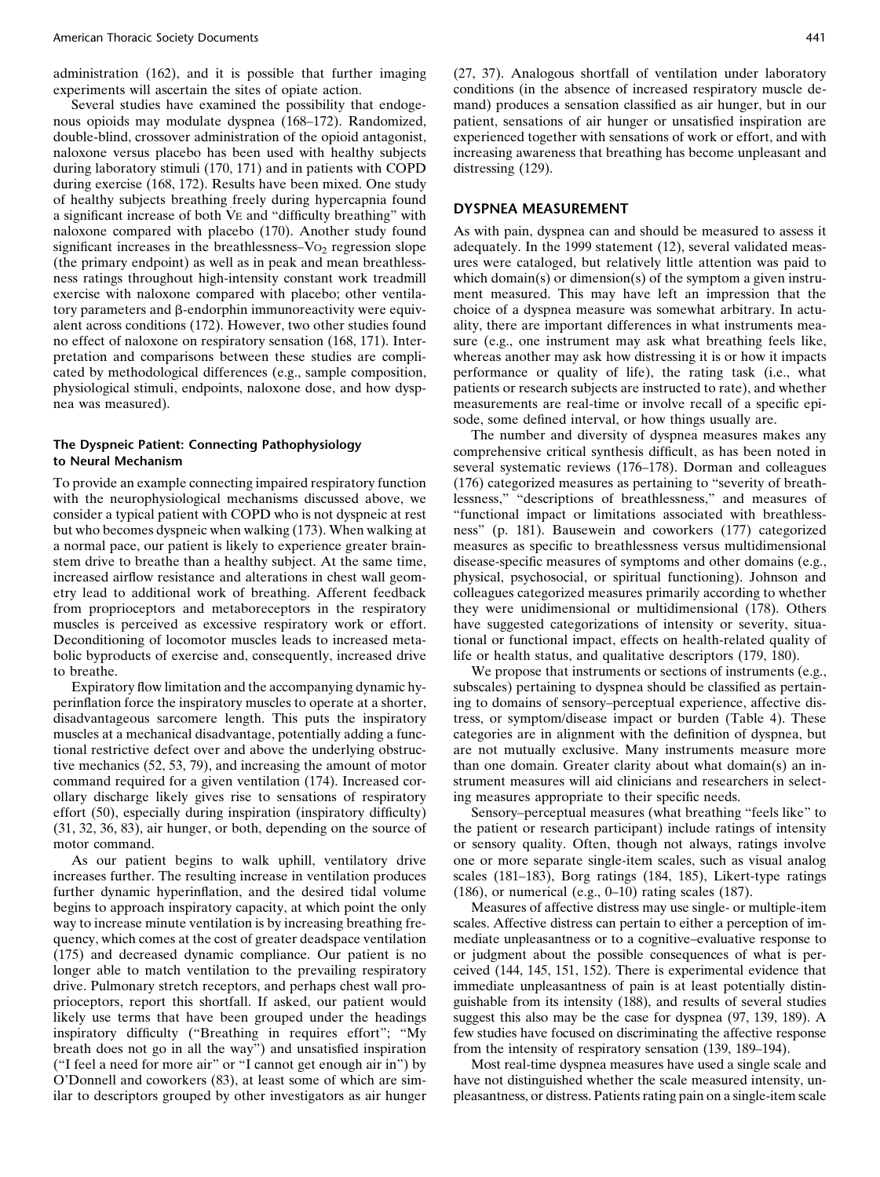administration (162), and it is possible that further imaging experiments will ascertain the sites of opiate action.

Several studies have examined the possibility that endogenous opioids may modulate dyspnea (168–172). Randomized, double-blind, crossover administration of the opioid antagonist, naloxone versus placebo has been used with healthy subjects during laboratory stimuli (170, 171) and in patients with COPD during exercise (168, 172). Results have been mixed. One study of healthy subjects breathing freely during hypercapnia found a significant increase of both $\dot{V}_E$ and "difficulty breathing" with naloxone compared with placebo (170). Another study found significant increases in the breathlessness–$\dot{V}O_2$ regression slope (the primary endpoint) as well as in peak and mean breathlessness ratings throughout high-intensity constant work treadmill exercise with naloxone compared with placebo; other ventilatory parameters and β-endorphin immunoreactivity were equivalent across conditions (172). However, two other studies found no effect of naloxone on respiratory sensation (168, 171). Interpretation and comparisons between these studies are complicated by methodological differences (e.g., sample composition, physiological stimuli, endpoints, naloxone dose, and how dyspnea was measured).

### The Dyspneic Patient: Connecting Pathophysiology to Neural Mechanism

To provide an example connecting impaired respiratory function with the neurophysiological mechanisms discussed above, we consider a typical patient with COPD who is not dyspneic at rest but who becomes dyspneic when walking (173). When walking at a normal pace, our patient is likely to experience greater brainstem drive to breathe than a healthy subject. At the same time, increased airflow resistance and alterations in chest wall geometry lead to additional work of breathing. Afferent feedback from proprioceptors and metaboreceptors in the respiratory muscles is perceived as excessive respiratory work or effort. Deconditioning of locomotor muscles leads to increased metabolic byproducts of exercise and, consequently, increased drive to breathe.

Expiratory flow limitation and the accompanying dynamic hyperinflation force the inspiratory muscles to operate at a shorter, disadvantageous sarcomere length. This puts the inspiratory muscles at a mechanical disadvantage, potentially adding a functional restrictive defect over and above the underlying obstructive mechanics (52, 53, 79), and increasing the amount of motor command required for a given ventilation (174). Increased corollary discharge likely gives rise to sensations of respiratory effort (50), especially during inspiration (inspiratory difficulty) (31, 32, 36, 83), air hunger, or both, depending on the source of motor command.

As our patient begins to walk uphill, ventilatory drive increases further. The resulting increase in ventilation produces further dynamic hyperinflation, and the desired tidal volume begins to approach inspiratory capacity, at which point the only way to increase minute ventilation is by increasing breathing frequency, which comes at the cost of greater deadspace ventilation (175) and decreased dynamic compliance. Our patient is no longer able to match ventilation to the prevailing respiratory drive. Pulmonary stretch receptors, and perhaps chest wall proprioceptors, report this shortfall. If asked, our patient would likely use terms that have been grouped under the headings inspiratory difficulty ("Breathing in requires effort"; "My breath does not go in all the way") and unsatisfied inspiration ("I feel a need for more air" or "I cannot get enough air in") by O'Donnell and coworkers (83), at least some of which are similar to descriptors grouped by other investigators as air hunger (27, 37). Analogous shortfall of ventilation under laboratory conditions (in the absence of increased respiratory muscle demand) produces a sensation classified as air hunger, but in our patient, sensations of air hunger or unsatisfied inspiration are experienced together with sensations of work or effort, and with increasing awareness that breathing has become unpleasant and distressing (129).

## DYSPNEA MEASUREMENT

As with pain, dyspnea can and should be measured to assess it adequately. In the 1999 statement (12), several validated measures were cataloged, but relatively little attention was paid to which domain(s) or dimension(s) of the symptom a given instrument measured. This may have left an impression that the choice of a dyspnea measure was somewhat arbitrary. In actuality, there are important differences in what instruments measure (e.g., one instrument may ask what breathing feels like, whereas another may ask how distressing it is or how it impacts performance or quality of life), the rating task (i.e., what patients or research subjects are instructed to rate), and whether measurements are real-time or involve recall of a specific episode, some defined interval, or how things usually are.

The number and diversity of dyspnea measures makes any comprehensive critical synthesis difficult, as has been noted in several systematic reviews (176–178). Dorman and colleagues (176) categorized measures as pertaining to "severity of breathlessness," "descriptions of breathlessness," and measures of "functional impact or limitations associated with breathlessness" (p. 181). Bausewein and coworkers (177) categorized measures as specific to breathlessness versus multidimensional disease-specific measures of symptoms and other domains (e.g., physical, psychosocial, or spiritual functioning). Johnson and colleagues categorized measures primarily according to whether they were unidimensional or multidimensional (178). Others have suggested categorizations of intensity or severity, situational or functional impact, effects on health-related quality of life or health status, and qualitative descriptors (179, 180).

We propose that instruments or sections of instruments (e.g., subscales) pertaining to dyspnea should be classified as pertaining to domains of sensory–perceptual experience, affective distress, or symptom/disease impact or burden (Table 4). These categories are in alignment with the definition of dyspnea, but are not mutually exclusive. Many instruments measure more than one domain. Greater clarity about what domain(s) an instrument measures will aid clinicians and researchers in selecting measures appropriate to their specific needs.

Sensory–perceptual measures (what breathing "feels like" to the patient or research participant) include ratings of intensity or sensory quality. Often, though not always, ratings involve one or more separate single-item scales, such as visual analog scales (181–183), Borg ratings (184, 185), Likert-type ratings (186), or numerical (e.g., 0–10) rating scales (187).

Measures of affective distress may use single- or multiple-item scales. Affective distress can pertain to either a perception of immediate unpleasantness or to a cognitive–evaluative response to or judgment about the possible consequences of what is perceived (144, 145, 151, 152). There is experimental evidence that immediate unpleasantness of pain is at least potentially distinguishable from its intensity (188), and results of several studies suggest this also may be the case for dyspnea (97, 139, 189). A few studies have focused on discriminating the affective response from the intensity of respiratory sensation (139, 189–194).

Most real-time dyspnea measures have used a single scale and have not distinguished whether the scale measured intensity, unpleasantness, or distress. Patients rating pain on a single-item scale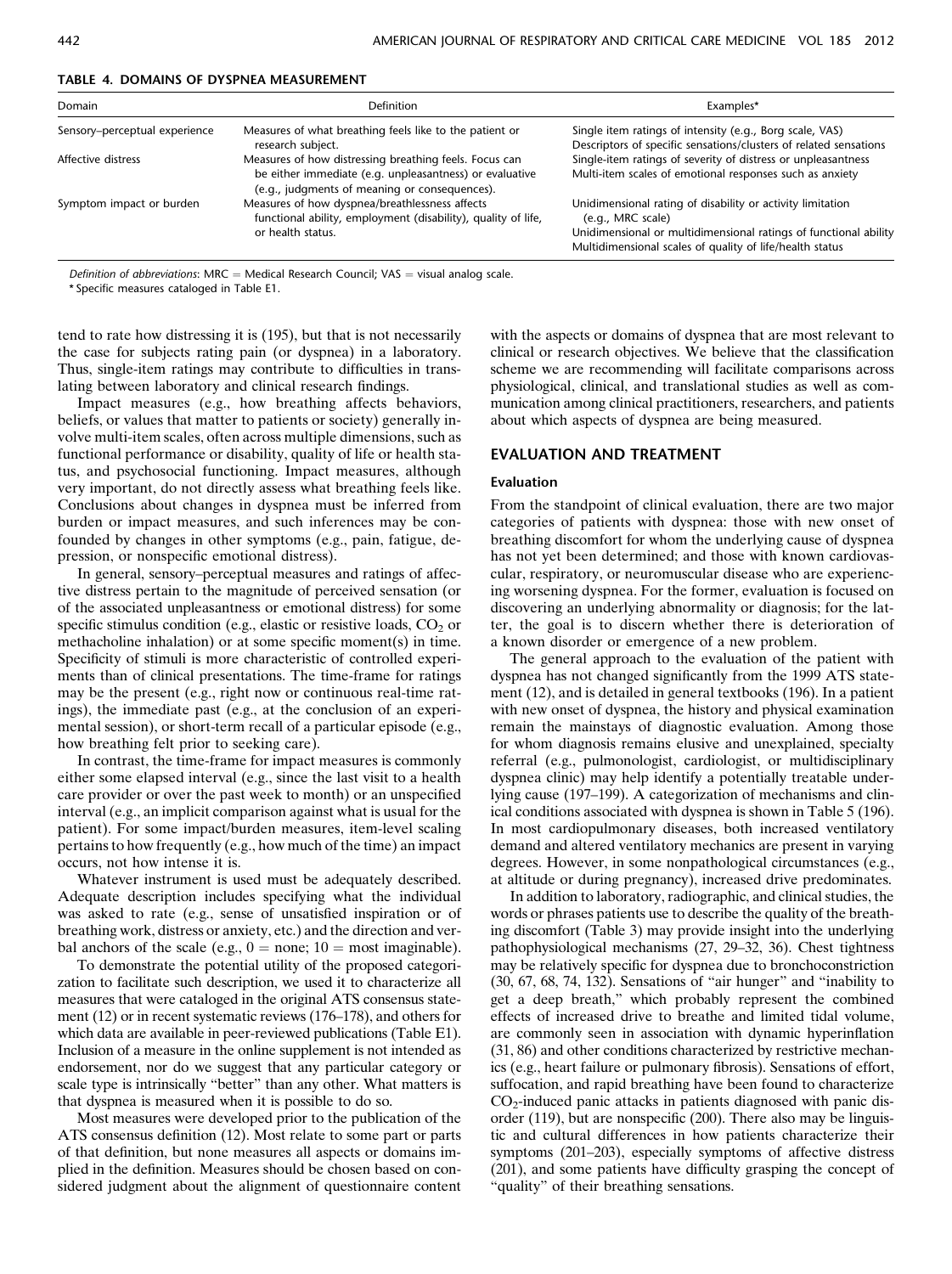**TABLE 4. DOMAINS OF DYSPNEA MEASUREMENT**

| Domain | Definition | Examples* |
| --- | --- | --- |
| Sensory–perceptual experience | Measures of what breathing feels like to the patient or research subject. | Single item ratings of intensity (e.g., Borg scale, VAS)<br>Descriptors of specific sensations/clusters of related sensations |
| Affective distress | Measures of how distressing breathing feels. Focus can be either immediate (e.g. unpleasantness) or evaluative (e.g., judgments of meaning or consequences). | Single-item ratings of severity of distress or unpleasantness<br>Multi-item scales of emotional responses such as anxiety |
| Symptom impact or burden | Measures of how dyspnea/breathlessness affects functional ability, employment (disability), quality of life, or health status. | Unidimensional rating of disability or activity limitation (e.g., MRC scale)<br>Unidimensional or multidimensional ratings of functional ability<br>Multidimensional scales of quality of life/health status |

*Definition of abbreviations*: MRC = Medical Research Council; VAS = visual analog scale.

* Specific measures cataloged in Table E1.

tend to rate how distressing it is (195), but that is not necessarily the case for subjects rating pain (or dyspnea) in a laboratory. Thus, single-item ratings may contribute to difficulties in translating between laboratory and clinical research findings.

Impact measures (e.g., how breathing affects behaviors, beliefs, or values that matter to patients or society) generally involve multi-item scales, often across multiple dimensions, such as functional performance or disability, quality of life or health status, and psychosocial functioning. Impact measures, although very important, do not directly assess what breathing feels like. Conclusions about changes in dyspnea must be inferred from burden or impact measures, and such inferences may be confounded by changes in other symptoms (e.g., pain, fatigue, depression, or nonspecific emotional distress).

In general, sensory–perceptual measures and ratings of affective distress pertain to the magnitude of perceived sensation (or of the associated unpleasantness or emotional distress) for some specific stimulus condition (e.g., elastic or resistive loads, $CO_2$ or methacholine inhalation) or at some specific moment(s) in time. Specificity of stimuli is more characteristic of controlled experiments than of clinical presentations. The time-frame for ratings may be the present (e.g., right now or continuous real-time ratings), the immediate past (e.g., at the conclusion of an experimental session), or short-term recall of a particular episode (e.g., how breathing felt prior to seeking care).

In contrast, the time-frame for impact measures is commonly either some elapsed interval (e.g., since the last visit to a health care provider or over the past week to month) or an unspecified interval (e.g., an implicit comparison against what is usual for the patient). For some impact/burden measures, item-level scaling pertains to how frequently (e.g., how much of the time) an impact occurs, not how intense it is.

Whatever instrument is used must be adequately described. Adequate description includes specifying what the individual was asked to rate (e.g., sense of unsatisfied inspiration or of breathing work, distress or anxiety, etc.) and the direction and verbal anchors of the scale (e.g., 0 = none; 10 = most imaginable).

To demonstrate the potential utility of the proposed categorization to facilitate such description, we used it to characterize all measures that were cataloged in the original ATS consensus statement (12) or in recent systematic reviews (176–178), and others for which data are available in peer-reviewed publications (Table E1). Inclusion of a measure in the online supplement is not intended as endorsement, nor do we suggest that any particular category or scale type is intrinsically "better" than any other. What matters is that dyspnea is measured when it is possible to do so.

Most measures were developed prior to the publication of the ATS consensus definition (12). Most relate to some part or parts of that definition, but none measures all aspects or domains implied in the definition. Measures should be chosen based on considered judgment about the alignment of questionnaire content with the aspects or domains of dyspnea that are most relevant to clinical or research objectives. We believe that the classification scheme we are recommending will facilitate comparisons across physiological, clinical, and translational studies as well as communication among clinical practitioners, researchers, and patients about which aspects of dyspnea are being measured.

## EVALUATION AND TREATMENT

### Evaluation

From the standpoint of clinical evaluation, there are two major categories of patients with dyspnea: those with new onset of breathing discomfort for whom the underlying cause of dyspnea has not yet been determined; and those with known cardiovascular, respiratory, or neuromuscular disease who are experiencing worsening dyspnea. For the former, evaluation is focused on discovering an underlying abnormality or diagnosis; for the latter, the goal is to discern whether there is deterioration of a known disorder or emergence of a new problem.

The general approach to the evaluation of the patient with dyspnea has not changed significantly from the 1999 ATS statement (12), and is detailed in general textbooks (196). In a patient with new onset of dyspnea, the history and physical examination remain the mainstays of diagnostic evaluation. Among those for whom diagnosis remains elusive and unexplained, specialty referral (e.g., pulmonologist, cardiologist, or multidisciplinary dyspnea clinic) may help identify a potentially treatable underlying cause (197–199). A categorization of mechanisms and clinical conditions associated with dyspnea is shown in Table 5 (196). In most cardiopulmonary diseases, both increased ventilatory demand and altered ventilatory mechanics are present in varying degrees. However, in some nonpathological circumstances (e.g., at altitude or during pregnancy), increased drive predominates.

In addition to laboratory, radiographic, and clinical studies, the words or phrases patients use to describe the quality of the breathing discomfort (Table 3) may provide insight into the underlying pathophysiological mechanisms (27, 29–32, 36). Chest tightness may be relatively specific for dyspnea due to bronchoconstriction (30, 67, 68, 74, 132). Sensations of "air hunger" and "inability to get a deep breath," which probably represent the combined effects of increased drive to breathe and limited tidal volume, are commonly seen in association with dynamic hyperinflation (31, 86) and other conditions characterized by restrictive mechanics (e.g., heart failure or pulmonary fibrosis). Sensations of effort, suffocation, and rapid breathing have been found to characterize $CO_2$-induced panic attacks in patients diagnosed with panic disorder (119), but are nonspecific (200). There also may be linguistic and cultural differences in how patients characterize their symptoms (201–203), especially symptoms of affective distress (201), and some patients have difficulty grasping the concept of "quality" of their breathing sensations.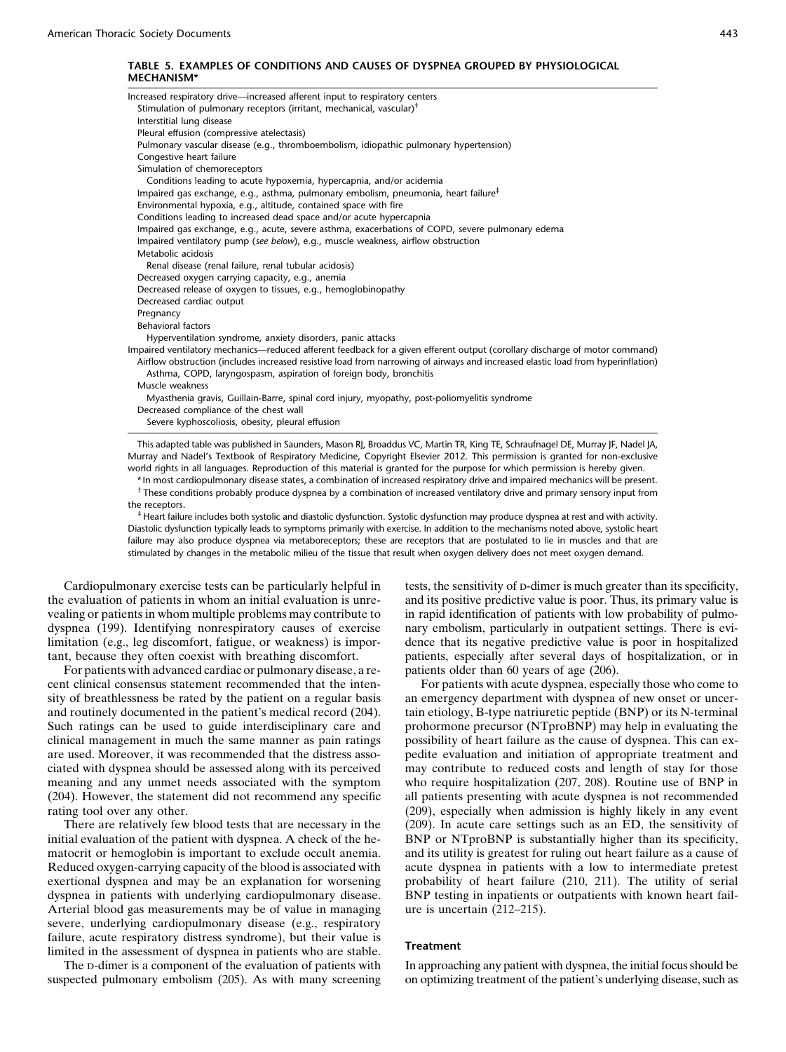**TABLE 5. EXAMPLES OF CONDITIONS AND CAUSES OF DYSPNEA GROUPED BY PHYSIOLOGICAL MECHANISM***

| |
|---|
| Increased respiratory drive—increased afferent input to respiratory centers |
| Stimulation of pulmonary receptors (irritant, mechanical, vascular)[†] |
| Interstitial lung disease |
| Pleural effusion (compressive atelectasis) |
| Pulmonary vascular disease (e.g., thromboembolism, idiopathic pulmonary hypertension) |
| Congestive heart failure |
| Simulation of chemoreceptors |
| Conditions leading to acute hypoxemia, hypercapnia, and/or acidemia |
| Impaired gas exchange, e.g., asthma, pulmonary embolism, pneumonia, heart failure[‡] |
| Environmental hypoxia, e.g., altitude, contained space with fire |
| Conditions leading to increased dead space and/or acute hypercapnia |
| Impaired gas exchange, e.g., acute, severe asthma, exacerbations of COPD, severe pulmonary edema |
| Impaired ventilatory pump (*see below*), e.g., muscle weakness, airflow obstruction |
| Metabolic acidosis |
| Renal disease (renal failure, renal tubular acidosis) |
| Decreased oxygen carrying capacity, e.g., anemia |
| Decreased release of oxygen to tissues, e.g., hemoglobinopathy |
| Decreased cardiac output |
| Pregnancy |
| Behavioral factors |
| Hyperventilation syndrome, anxiety disorders, panic attacks |
| Impaired ventilatory mechanics—reduced afferent feedback for a given efferent output (corollary discharge of motor command) |
| Airflow obstruction (includes increased resistive load from narrowing of airways and increased elastic load from hyperinflation) |
| Asthma, COPD, laryngospasm, aspiration of foreign body, bronchitis |
| Muscle weakness |
| Myasthenia gravis, Guillain-Barre, spinal cord injury, myopathy, post-poliomyelitis syndrome |
| Decreased compliance of the chest wall |
| Severe kyphoscoliosis, obesity, pleural effusion |

This adapted table was published in Saunders, Mason RJ, Broaddus VC, Martin TR, King TE, Schraufnagel DE, Murray JF, Nadel JA, Murray and Nadel's Textbook of Respiratory Medicine, Copyright Elsevier 2012. This permission is granted for non-exclusive world rights in all languages. Reproduction of this material is granted for the purpose for which permission is hereby given.

* In most cardiopulmonary disease states, a combination of increased respiratory drive and impaired mechanics will be present.

[†] These conditions probably produce dyspnea by a combination of increased ventilatory drive and primary sensory input from the receptors.

[‡] Heart failure includes both systolic and diastolic dysfunction. Systolic dysfunction may produce dyspnea at rest and with activity. Diastolic dysfunction typically leads to symptoms primarily with exercise. In addition to the mechanisms noted above, systolic heart failure may also produce dyspnea via metaboreceptors; these are receptors that are postulated to lie in muscles and that are stimulated by changes in the metabolic milieu of the tissue that result when oxygen delivery does not meet oxygen demand.

Cardiopulmonary exercise tests can be particularly helpful in the evaluation of patients in whom an initial evaluation is unrevealing or patients in whom multiple problems may contribute to dyspnea (199). Identifying nonrespiratory causes of exercise limitation (e.g., leg discomfort, fatigue, or weakness) is important, because they often coexist with breathing discomfort.

For patients with advanced cardiac or pulmonary disease, a recent clinical consensus statement recommended that the intensity of breathlessness be rated by the patient on a regular basis and routinely documented in the patient's medical record (204). Such ratings can be used to guide interdisciplinary care and clinical management in much the same manner as pain ratings are used. Moreover, it was recommended that the distress associated with dyspnea should be assessed along with its perceived meaning and any unmet needs associated with the symptom (204). However, the statement did not recommend any specific rating tool over any other.

There are relatively few blood tests that are necessary in the initial evaluation of the patient with dyspnea. A check of the hematocrit or hemoglobin is important to exclude occult anemia. Reduced oxygen-carrying capacity of the blood is associated with exertional dyspnea and may be an explanation for worsening dyspnea in patients with underlying cardiopulmonary disease. Arterial blood gas measurements may be of value in managing severe, underlying cardiopulmonary disease (e.g., respiratory failure, acute respiratory distress syndrome), but their value is limited in the assessment of dyspnea in patients who are stable.

The D-dimer is a component of the evaluation of patients with suspected pulmonary embolism (205). As with many screening tests, the sensitivity of D-dimer is much greater than its specificity, and its positive predictive value is poor. Thus, its primary value is in rapid identification of patients with low probability of pulmonary embolism, particularly in outpatient settings. There is evidence that its negative predictive value is poor in hospitalized patients, especially after several days of hospitalization, or in patients older than 60 years of age (206).

For patients with acute dyspnea, especially those who come to an emergency department with dyspnea of new onset or uncertain etiology, B-type natriuretic peptide (BNP) or its N-terminal prohormone precursor (NTproBNP) may help in evaluating the possibility of heart failure as the cause of dyspnea. This can expedite evaluation and initiation of appropriate treatment and may contribute to reduced costs and length of stay for those who require hospitalization (207, 208). Routine use of BNP in all patients presenting with acute dyspnea is not recommended (209), especially when admission is highly likely in any event (209). In acute care settings such as an ED, the sensitivity of BNP or NTproBNP is substantially higher than its specificity, and its utility is greatest for ruling out heart failure as a cause of acute dyspnea in patients with a low to intermediate pretest probability of heart failure (210, 211). The utility of serial BNP testing in inpatients or outpatients with known heart failure is uncertain (212–215).

### Treatment

In approaching any patient with dyspnea, the initial focus should be on optimizing treatment of the patient's underlying disease, such as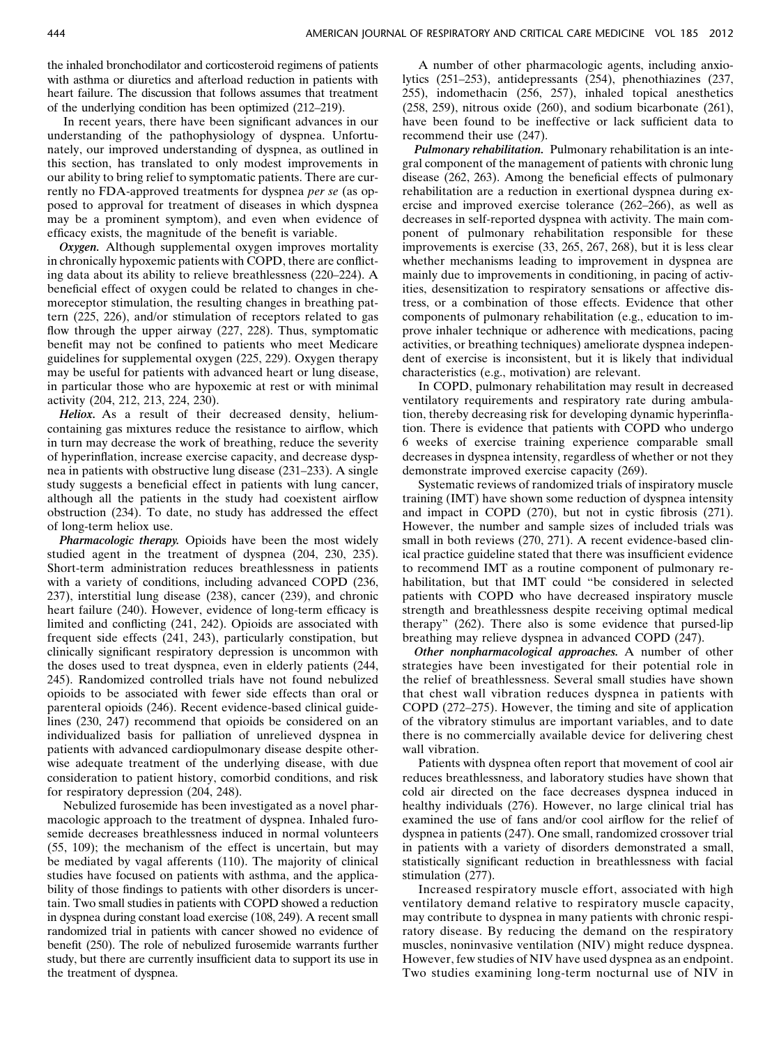the inhaled bronchodilator and corticosteroid regimens of patients with asthma or diuretics and afterload reduction in patients with heart failure. The discussion that follows assumes that treatment of the underlying condition has been optimized (212–219).

In recent years, there have been significant advances in our understanding of the pathophysiology of dyspnea. Unfortunately, our improved understanding of dyspnea, as outlined in this section, has translated to only modest improvements in our ability to bring relief to symptomatic patients. There are currently no FDA-approved treatments for dyspnea *per se* (as opposed to approval for treatment of diseases in which dyspnea may be a prominent symptom), and even when evidence of efficacy exists, the magnitude of the benefit is variable.

***Oxygen.*** Although supplemental oxygen improves mortality in chronically hypoxemic patients with COPD, there are conflicting data about its ability to relieve breathlessness (220–224). A beneficial effect of oxygen could be related to changes in chemoreceptor stimulation, the resulting changes in breathing pattern (225, 226), and/or stimulation of receptors related to gas flow through the upper airway (227, 228). Thus, symptomatic benefit may not be confined to patients who meet Medicare guidelines for supplemental oxygen (225, 229). Oxygen therapy may be useful for patients with advanced heart or lung disease, in particular those who are hypoxemic at rest or with minimal activity (204, 212, 213, 224, 230).

***Heliox.*** As a result of their decreased density, helium-containing gas mixtures reduce the resistance to airflow, which in turn may decrease the work of breathing, reduce the severity of hyperinflation, increase exercise capacity, and decrease dyspnea in patients with obstructive lung disease (231–233). A single study suggests a beneficial effect in patients with lung cancer, although all the patients in the study had coexistent airflow obstruction (234). To date, no study has addressed the effect of long-term heliox use.

***Pharmacologic therapy.*** Opioids have been the most widely studied agent in the treatment of dyspnea (204, 230, 235). Short-term administration reduces breathlessness in patients with a variety of conditions, including advanced COPD (236, 237), interstitial lung disease (238), cancer (239), and chronic heart failure (240). However, evidence of long-term efficacy is limited and conflicting (241, 242). Opioids are associated with frequent side effects (241, 243), particularly constipation, but clinically significant respiratory depression is uncommon with the doses used to treat dyspnea, even in elderly patients (244, 245). Randomized controlled trials have not found nebulized opioids to be associated with fewer side effects than oral or parenteral opioids (246). Recent evidence-based clinical guidelines (230, 247) recommend that opioids be considered on an individualized basis for palliation of unrelieved dyspnea in patients with advanced cardiopulmonary disease despite otherwise adequate treatment of the underlying disease, with due consideration to patient history, comorbid conditions, and risk for respiratory depression (204, 248).

Nebulized furosemide has been investigated as a novel pharmacologic approach to the treatment of dyspnea. Inhaled furosemide decreases breathlessness induced in normal volunteers (55, 109); the mechanism of the effect is uncertain, but may be mediated by vagal afferents (110). The majority of clinical studies have focused on patients with asthma, and the applicability of those findings to patients with other disorders is uncertain. Two small studies in patients with COPD showed a reduction in dyspnea during constant load exercise (108, 249). A recent small randomized trial in patients with cancer showed no evidence of benefit (250). The role of nebulized furosemide warrants further study, but there are currently insufficient data to support its use in the treatment of dyspnea.

A number of other pharmacologic agents, including anxiolytics (251–253), antidepressants (254), phenothiazines (237, 255), indomethacin (256, 257), inhaled topical anesthetics (258, 259), nitrous oxide (260), and sodium bicarbonate (261), have been found to be ineffective or lack sufficient data to recommend their use (247).

***Pulmonary rehabilitation.*** Pulmonary rehabilitation is an integral component of the management of patients with chronic lung disease (262, 263). Among the beneficial effects of pulmonary rehabilitation are a reduction in exertional dyspnea during exercise and improved exercise tolerance (262–266), as well as decreases in self-reported dyspnea with activity. The main component of pulmonary rehabilitation responsible for these improvements is exercise (33, 265, 267, 268), but it is less clear whether mechanisms leading to improvement in dyspnea are mainly due to improvements in conditioning, in pacing of activities, desensitization to respiratory sensations or affective distress, or a combination of those effects. Evidence that other components of pulmonary rehabilitation (e.g., education to improve inhaler technique or adherence with medications, pacing activities, or breathing techniques) ameliorate dyspnea independent of exercise is inconsistent, but it is likely that individual characteristics (e.g., motivation) are relevant.

In COPD, pulmonary rehabilitation may result in decreased ventilatory requirements and respiratory rate during ambulation, thereby decreasing risk for developing dynamic hyperinflation. There is evidence that patients with COPD who undergo 6 weeks of exercise training experience comparable small decreases in dyspnea intensity, regardless of whether or not they demonstrate improved exercise capacity (269).

Systematic reviews of randomized trials of inspiratory muscle training (IMT) have shown some reduction of dyspnea intensity and impact in COPD (270), but not in cystic fibrosis (271). However, the number and sample sizes of included trials was small in both reviews (270, 271). A recent evidence-based clinical practice guideline stated that there was insufficient evidence to recommend IMT as a routine component of pulmonary rehabilitation, but that IMT could "be considered in selected patients with COPD who have decreased inspiratory muscle strength and breathlessness despite receiving optimal medical therapy" (262). There also is some evidence that pursed-lip breathing may relieve dyspnea in advanced COPD (247).

***Other nonpharmacological approaches.*** A number of other strategies have been investigated for their potential role in the relief of breathlessness. Several small studies have shown that chest wall vibration reduces dyspnea in patients with COPD (272–275). However, the timing and site of application of the vibratory stimulus are important variables, and to date there is no commercially available device for delivering chest wall vibration.

Patients with dyspnea often report that movement of cool air reduces breathlessness, and laboratory studies have shown that cold air directed on the face decreases dyspnea induced in healthy individuals (276). However, no large clinical trial has examined the use of fans and/or cool airflow for the relief of dyspnea in patients (247). One small, randomized crossover trial in patients with a variety of disorders demonstrated a small, statistically significant reduction in breathlessness with facial stimulation (277).

Increased respiratory muscle effort, associated with high ventilatory demand relative to respiratory muscle capacity, may contribute to dyspnea in many patients with chronic respiratory disease. By reducing the demand on the respiratory muscles, noninvasive ventilation (NIV) might reduce dyspnea. However, few studies of NIV have used dyspnea as an endpoint. Two studies examining long-term nocturnal use of NIV in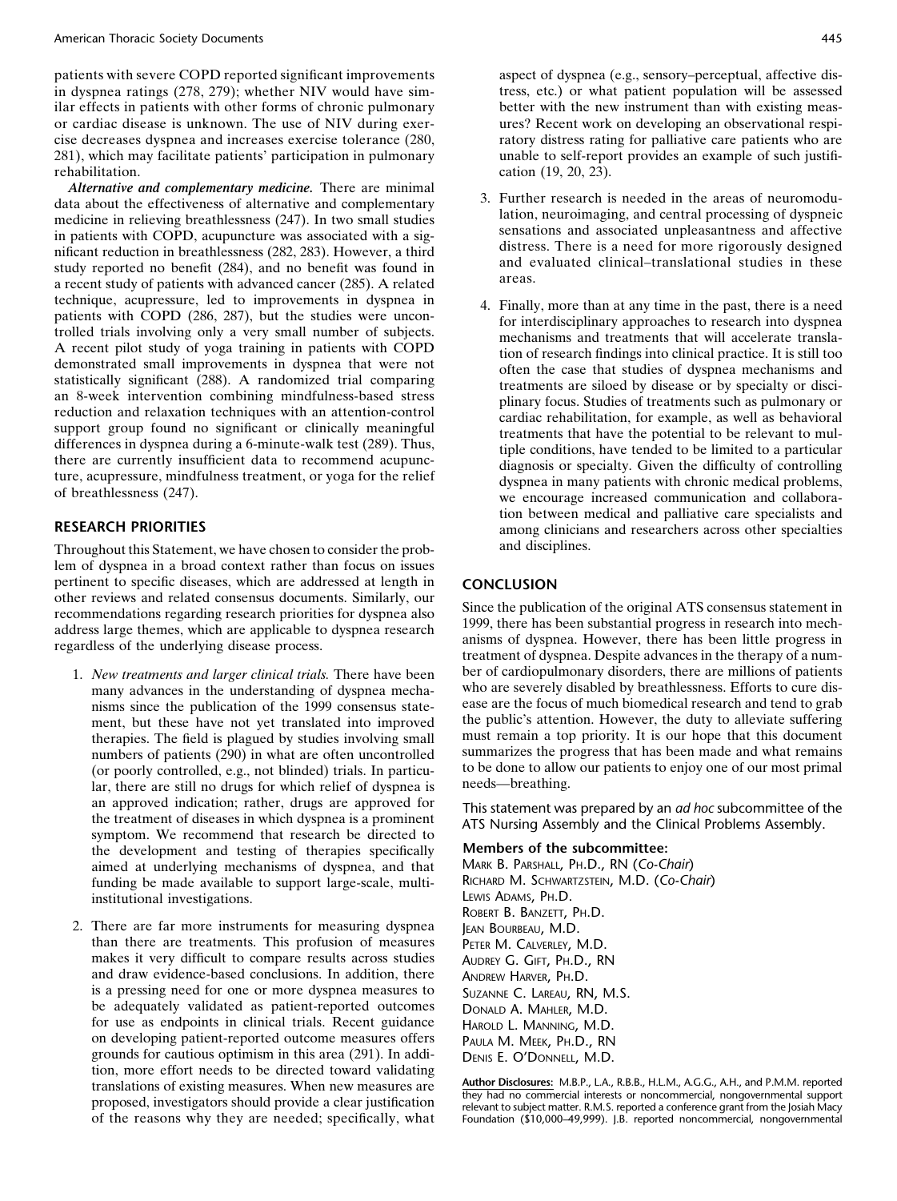patients with severe COPD reported significant improvements in dyspnea ratings (278, 279); whether NIV would have similar effects in patients with other forms of chronic pulmonary or cardiac disease is unknown. The use of NIV during exercise decreases dyspnea and increases exercise tolerance (280, 281), which may facilitate patients' participation in pulmonary rehabilitation.

***Alternative and complementary medicine.*** There are minimal data about the effectiveness of alternative and complementary medicine in relieving breathlessness (247). In two small studies in patients with COPD, acupuncture was associated with a significant reduction in breathlessness (282, 283). However, a third study reported no benefit (284), and no benefit was found in a recent study of patients with advanced cancer (285). A related technique, acupressure, led to improvements in dyspnea in patients with COPD (286, 287), but the studies were uncontrolled trials involving only a very small number of subjects. A recent pilot study of yoga training in patients with COPD demonstrated small improvements in dyspnea that were not statistically significant (288). A randomized trial comparing an 8-week intervention combining mindfulness-based stress reduction and relaxation techniques with an attention-control support group found no significant or clinically meaningful differences in dyspnea during a 6-minute-walk test (289). Thus, there are currently insufficient data to recommend acupuncture, acupressure, mindfulness treatment, or yoga for the relief of breathlessness (247).

## RESEARCH PRIORITIES

Throughout this Statement, we have chosen to consider the problem of dyspnea in a broad context rather than focus on issues pertinent to specific diseases, which are addressed at length in other reviews and related consensus documents. Similarly, our recommendations regarding research priorities for dyspnea also address large themes, which are applicable to dyspnea research regardless of the underlying disease process.

1. *New treatments and larger clinical trials.* There have been many advances in the understanding of dyspnea mechanisms since the publication of the 1999 consensus statement, but these have not yet translated into improved therapies. The field is plagued by studies involving small numbers of patients (290) in what are often uncontrolled (or poorly controlled, e.g., not blinded) trials. In particular, there are still no drugs for which relief of dyspnea is an approved indication; rather, drugs are approved for the treatment of diseases in which dyspnea is a prominent symptom. We recommend that research be directed to the development and testing of therapies specifically aimed at underlying mechanisms of dyspnea, and that funding be made available to support large-scale, multi-institutional investigations.

2. There are far more instruments for measuring dyspnea than there are treatments. This profusion of measures makes it very difficult to compare results across studies and draw evidence-based conclusions. In addition, there is a pressing need for one or more dyspnea measures to be adequately validated as patient-reported outcomes for use as endpoints in clinical trials. Recent guidance on developing patient-reported outcome measures offers grounds for cautious optimism in this area (291). In addition, more effort needs to be directed toward validating translations of existing measures. When new measures are proposed, investigators should provide a clear justification of the reasons why they are needed; specifically, what aspect of dyspnea (e.g., sensory–perceptual, affective distress, etc.) or what patient population will be assessed better with the new instrument than with existing measures? Recent work on developing an observational respiratory distress rating for palliative care patients who are unable to self-report provides an example of such justification (19, 20, 23).

3. Further research is needed in the areas of neuromodulation, neuroimaging, and central processing of dyspneic sensations and associated unpleasantness and affective distress. There is a need for more rigorously designed and evaluated clinical–translational studies in these areas.

4. Finally, more than at any time in the past, there is a need for interdisciplinary approaches to research into dyspnea mechanisms and treatments that will accelerate translation of research findings into clinical practice. It is still too often the case that studies of dyspnea mechanisms and treatments are siloed by disease or by specialty or disciplinary focus. Studies of treatments such as pulmonary or cardiac rehabilitation, for example, as well as behavioral treatments that have the potential to be relevant to multiple conditions, have tended to be limited to a particular diagnosis or specialty. Given the difficulty of controlling dyspnea in many patients with chronic medical problems, we encourage increased communication and collaboration between medical and palliative care specialists and among clinicians and researchers across other specialties and disciplines.

## CONCLUSION

Since the publication of the original ATS consensus statement in 1999, there has been substantial progress in research into mechanisms of dyspnea. However, there has been little progress in treatment of dyspnea. Despite advances in the therapy of a number of cardiopulmonary disorders, there are millions of patients who are severely disabled by breathlessness. Efforts to cure disease are the focus of much biomedical research and tend to grab the public's attention. However, the duty to alleviate suffering must remain a top priority. It is our hope that this document summarizes the progress that has been made and what remains to be done to allow our patients to enjoy one of our most primal needs—breathing.

This statement was prepared by an *ad hoc* subcommittee of the ATS Nursing Assembly and the Clinical Problems Assembly.

**Members of the subcommittee:**

MARK B. PARSHALL, PH.D., RN (*Co-Chair*)
RICHARD M. SCHWARTZSTEIN, M.D. (*Co-Chair*)
LEWIS ADAMS, PH.D.
ROBERT B. BANZETT, PH.D.
JEAN BOURBEAU, M.D.
PETER M. CALVERLEY, M.D.
AUDREY G. GIFT, PH.D., RN
ANDREW HARVER, PH.D.
SUZANNE C. LAREAU, RN, M.S.
DONALD A. MAHLER, M.D.
HAROLD L. MANNING, M.D.
PAULA M. MEEK, PH.D., RN
DENIS E. O'DONNELL, M.D.

**Author Disclosures:** M.B.P., L.A., R.B.B., H.L.M., A.G.G., A.H., and P.M.M. reported they had no commercial interests or noncommercial, nongovernmental support relevant to subject matter. R.M.S. reported a conference grant from the Josiah Macy Foundation ($10,000–49,999). J.B. reported noncommercial, nongovernmental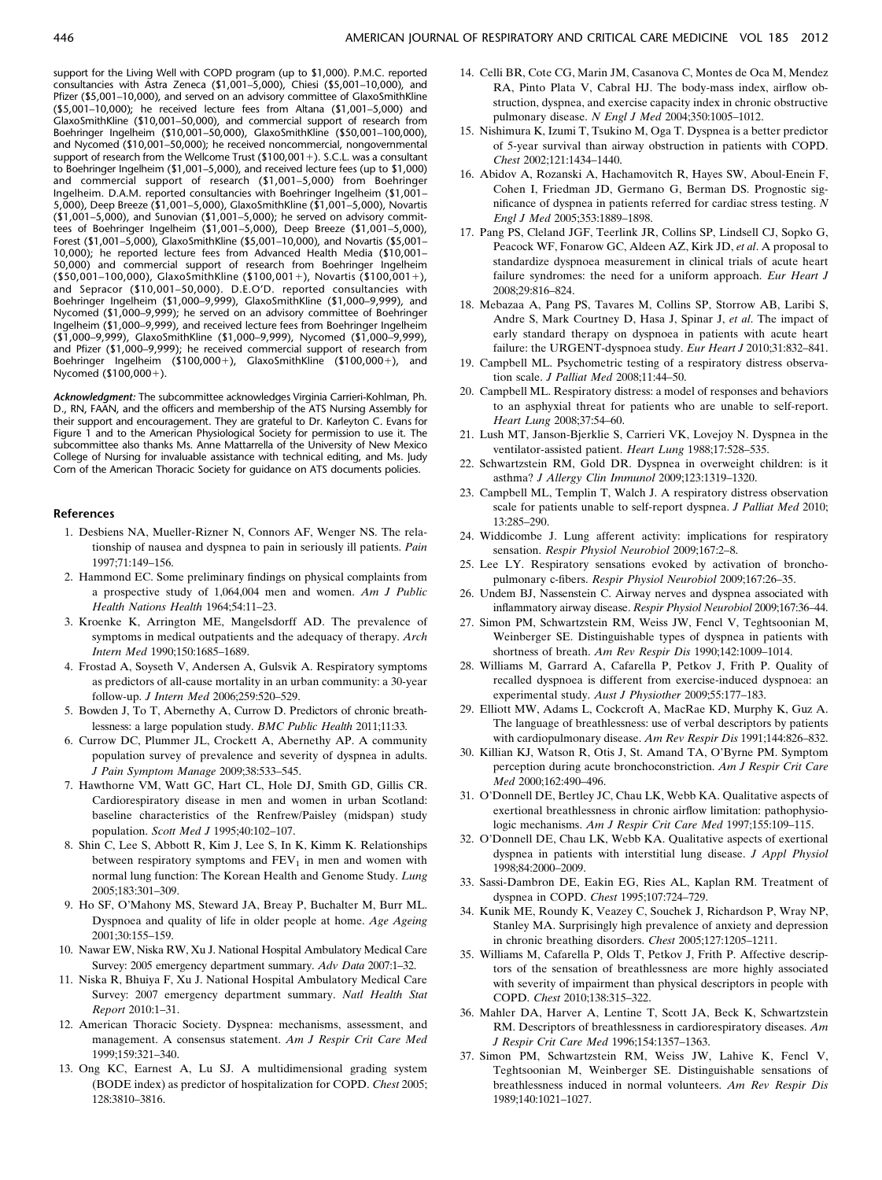support for the Living Well with COPD program (up to $1,000). P.M.C. reported consultancies with Astra Zeneca ($1,001–5,000), Chiesi ($5,001–10,000), and Pfizer ($5,001–10,000), and served on an advisory committee of GlaxoSmithKline ($5,001–10,000); he received lecture fees from Altana ($1,001–5,000) and GlaxoSmithKline ($10,001–50,000), and commercial support of research from Boehringer Ingelheim ($10,001–50,000), GlaxoSmithKline ($50,001–100,000), and Nycomed ($10,001–50,000); he received noncommercial, nongovernmental support of research from the Wellcome Trust ($100,001+). S.C.L. was a consultant to Boehringer Ingelheim ($1,001–5,000), and received lecture fees (up to $1,000) and commercial support of research ($1,001–5,000) from Boehringer Ingelheim. D.A.M. reported consultancies with Boehringer Ingelheim ($1,001–5,000), Deep Breeze ($1,001–5,000), GlaxoSmithKline ($1,001–5,000), Novartis ($1,001–5,000), and Sunovian ($1,001–5,000); he served on advisory committees of Boehringer Ingelheim ($1,001–5,000), Deep Breeze ($1,001–5,000), Forest ($1,001–5,000), GlaxoSmithKline ($5,001–10,000), and Novartis ($5,001–10,000); he reported lecture fees from Advanced Health Media ($10,001–50,000) and commercial support of research from Boehringer Ingelheim ($50,001–100,000), GlaxoSmithKline ($100,001+), Novartis ($100,001+), and Sepracor ($10,001–50,000). D.E.O'D. reported consultancies with Boehringer Ingelheim ($1,000–9,999), GlaxoSmithKline ($1,000–9,999), and Nycomed ($1,000–9,999); he served on an advisory committee of Boehringer Ingelheim ($1,000–9,999), and received lecture fees from Boehringer Ingelheim ($1,000–9,999), GlaxoSmithKline ($1,000–9,999), Nycomed ($1,000–9,999), and Pfizer ($1,000–9,999); he received commercial support of research from Boehringer Ingelheim ($100,000+), GlaxoSmithKline ($100,000+), and Nycomed ($100,000+).

*Acknowledgment:* The subcommittee acknowledges Virginia Carrieri-Kohlman, Ph. D., RN, FAAN, and the officers and membership of the ATS Nursing Assembly for their support and encouragement. They are grateful to Dr. Karleyton C. Evans for Figure 1 and to the American Physiological Society for permission to use it. The subcommittee also thanks Ms. Anne Mattarrella of the University of New Mexico College of Nursing for invaluable assistance with technical editing, and Ms. Judy Corn of the American Thoracic Society for guidance on ATS documents policies.

## References

1. Desbiens NA, Mueller-Rizner N, Connors AF, Wenger NS. The relationship of nausea and dyspnea to pain in seriously ill patients. *Pain* 1997;71:149–156.
2. Hammond EC. Some preliminary findings on physical complaints from a prospective study of 1,064,004 men and women. *Am J Public Health Nations Health* 1964;54:11–23.
3. Kroenke K, Arrington ME, Mangelsdorff AD. The prevalence of symptoms in medical outpatients and the adequacy of therapy. *Arch Intern Med* 1990;150:1685–1689.
4. Frostad A, Soyseth V, Andersen A, Gulsvik A. Respiratory symptoms as predictors of all-cause mortality in an urban community: a 30-year follow-up. *J Intern Med* 2006;259:520–529.
5. Bowden J, To T, Abernethy A, Currow D. Predictors of chronic breathlessness: a large population study. *BMC Public Health* 2011;11:33.
6. Currow DC, Plummer JL, Crockett A, Abernethy AP. A community population survey of prevalence and severity of dyspnea in adults. *J Pain Symptom Manage* 2009;38:533–545.
7. Hawthorne VM, Watt GC, Hart CL, Hole DJ, Smith GD, Gillis CR. Cardiorespiratory disease in men and women in urban Scotland: baseline characteristics of the Renfrew/Paisley (midspan) study population. *Scott Med J* 1995;40:102–107.
8. Shin C, Lee S, Abbott R, Kim J, Lee S, In K, Kimm K. Relationships between respiratory symptoms and $FEV_1$ in men and women with normal lung function: The Korean Health and Genome Study. *Lung* 2005;183:301–309.
9. Ho SF, O'Mahony MS, Steward JA, Breay P, Buchalter M, Burr ML. Dyspnoea and quality of life in older people at home. *Age Ageing* 2001;30:155–159.
10. Nawar EW, Niska RW, Xu J. National Hospital Ambulatory Medical Care Survey: 2005 emergency department summary. *Adv Data* 2007:1–32.
11. Niska R, Bhuiya F, Xu J. National Hospital Ambulatory Medical Care Survey: 2007 emergency department summary. *Natl Health Stat Report* 2010:1–31.
12. American Thoracic Society. Dyspnea: mechanisms, assessment, and management. A consensus statement. *Am J Respir Crit Care Med* 1999;159:321–340.
13. Ong KC, Earnest A, Lu SJ. A multidimensional grading system (BODE index) as predictor of hospitalization for COPD. *Chest* 2005; 128:3810–3816.
14. Celli BR, Cote CG, Marin JM, Casanova C, Montes de Oca M, Mendez RA, Pinto Plata V, Cabral HJ. The body-mass index, airflow obstruction, dyspnea, and exercise capacity index in chronic obstructive pulmonary disease. *N Engl J Med* 2004;350:1005–1012.
15. Nishimura K, Izumi T, Tsukino M, Oga T. Dyspnea is a better predictor of 5-year survival than airway obstruction in patients with COPD. *Chest* 2002;121:1434–1440.
16. Abidov A, Rozanski A, Hachamovitch R, Hayes SW, Aboul-Enein F, Cohen I, Friedman JD, Germano G, Berman DS. Prognostic significance of dyspnea in patients referred for cardiac stress testing. *N Engl J Med* 2005;353:1889–1898.
17. Pang PS, Cleland JGF, Teerlink JR, Collins SP, Lindsell CJ, Sopko G, Peacock WF, Fonarow GC, Aldeen AZ, Kirk JD, *et al*. A proposal to standardize dyspnoea measurement in clinical trials of acute heart failure syndromes: the need for a uniform approach. *Eur Heart J* 2008;29:816–824.
18. Mebazaa A, Pang PS, Tavares M, Collins SP, Storrow AB, Laribi S, Andre S, Mark Courtney D, Hasa J, Spinar J, *et al*. The impact of early standard therapy on dyspnoea in patients with acute heart failure: the URGENT-dyspnoea study. *Eur Heart J* 2010;31:832–841.
19. Campbell ML. Psychometric testing of a respiratory distress observation scale. *J Palliat Med* 2008;11:44–50.
20. Campbell ML. Respiratory distress: a model of responses and behaviors to an asphyxial threat for patients who are unable to self-report. *Heart Lung* 2008;37:54–60.
21. Lush MT, Janson-Bjerklie S, Carrieri VK, Lovejoy N. Dyspnea in the ventilator-assisted patient. *Heart Lung* 1988;17:528–535.
22. Schwartzstein RM, Gold DR. Dyspnea in overweight children: is it asthma? *J Allergy Clin Immunol* 2009;123:1319–1320.
23. Campbell ML, Templin T, Walch J. A respiratory distress observation scale for patients unable to self-report dyspnea. *J Palliat Med* 2010; 13:285–290.
24. Widdicombe J. Lung afferent activity: implications for respiratory sensation. *Respir Physiol Neurobiol* 2009;167:2–8.
25. Lee LY. Respiratory sensations evoked by activation of bronchopulmonary c-fibers. *Respir Physiol Neurobiol* 2009;167:26–35.
26. Undem BJ, Nassenstein C. Airway nerves and dyspnea associated with inflammatory airway disease. *Respir Physiol Neurobiol* 2009;167:36–44.
27. Simon PM, Schwartzstein RM, Weiss JW, Fencl V, Teghtsoonian M, Weinberger SE. Distinguishable types of dyspnea in patients with shortness of breath. *Am Rev Respir Dis* 1990;142:1009–1014.
28. Williams M, Garrard A, Cafarella P, Petkov J, Frith P. Quality of recalled dyspnoea is different from exercise-induced dyspnoea: an experimental study. *Aust J Physiother* 2009;55:177–183.
29. Elliott MW, Adams L, Cockcroft A, MacRae KD, Murphy K, Guz A. The language of breathlessness: use of verbal descriptors by patients with cardiopulmonary disease. *Am Rev Respir Dis* 1991;144:826–832.
30. Killian KJ, Watson R, Otis J, St. Amand TA, O'Byrne PM. Symptom perception during acute bronchoconstriction. *Am J Respir Crit Care Med* 2000;162:490–496.
31. O'Donnell DE, Bertley JC, Chau LK, Webb KA. Qualitative aspects of exertional breathlessness in chronic airflow limitation: pathophysiologic mechanisms. *Am J Respir Crit Care Med* 1997;155:109–115.
32. O'Donnell DE, Chau LK, Webb KA. Qualitative aspects of exertional dyspnea in patients with interstitial lung disease. *J Appl Physiol* 1998;84:2000–2009.
33. Sassi-Dambron DE, Eakin EG, Ries AL, Kaplan RM. Treatment of dyspnea in COPD. *Chest* 1995;107:724–729.
34. Kunik ME, Roundy K, Veazey C, Souchek J, Richardson P, Wray NP, Stanley MA. Surprisingly high prevalence of anxiety and depression in chronic breathing disorders. *Chest* 2005;127:1205–1211.
35. Williams M, Cafarella P, Olds T, Petkov J, Frith P. Affective descriptors of the sensation of breathlessness are more highly associated with severity of impairment than physical descriptors in people with COPD. *Chest* 2010;138:315–322.
36. Mahler DA, Harver A, Lentine T, Scott JA, Beck K, Schwartzstein RM. Descriptors of breathlessness in cardiorespiratory diseases. *Am J Respir Crit Care Med* 1996;154:1357–1363.
37. Simon PM, Schwartzstein RM, Weiss JW, Lahive K, Fencl V, Teghtsoonian M, Weinberger SE. Distinguishable sensations of breathlessness induced in normal volunteers. *Am Rev Respir Dis* 1989;140:1021–1027.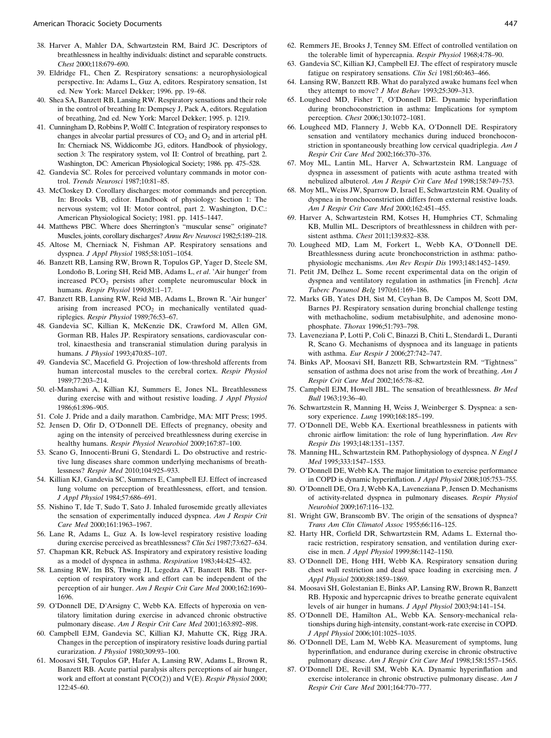38. Harver A, Mahler DA, Schwartzstein RM, Baird JC. Descriptors of breathlessness in healthy individuals: distinct and separable constructs. *Chest* 2000;118:679–690.
39. Eldridge FL, Chen Z. Respiratory sensations: a neurophysiological perspective. In: Adams L, Guz A, editors. Respiratory sensation, 1st ed. New York: Marcel Dekker; 1996. pp. 19–68.
40. Shea SA, Banzett RB, Lansing RW. Respiratory sensations and their role in the control of breathing In: Dempsey J, Pack A, editors. Regulation of breathing, 2nd ed. New York: Marcel Dekker; 1995. p. 1219.
41. Cunningham D, Robbins P, Wolff C. Integration of respiratory responses to changes in alveolar partial pressures of $CO_2$ and $O_2$ and in arterial pH. In: Cherniack NS, Widdicombe JG, editors. Handbook of physiology, section 3: The respiratory system, vol II: Control of breathing, part 2. Washington, DC: American Physiological Society; 1986. pp. 475–528.
42. Gandevia SC. Roles for perceived voluntary commands in motor control. *Trends Neurosci* 1987;10:81–85.
43. McCloskey D. Corollary discharges: motor commands and perception. In: Brooks VB, editor. Handbook of physiology: Section 1: The nervous system; vol II: Motor control, part 2. Washington, D.C.: American Physiological Society; 1981. pp. 1415–1447.
44. Matthews PBC. Where does Sherrington's "muscular sense" originate? Muscles, joints, corollary discharges? *Annu Rev Neurosci* 1982;5:189–218.
45. Altose M, Cherniack N, Fishman AP. Respiratory sensations and dyspnea. *J Appl Physiol* 1985;58:1051–1054.
46. Banzett RB, Lansing RW, Brown R, Topulos GP, Yager D, Steele SM, Londoño B, Loring SH, Reid MB, Adams L, *et al*. 'Air hunger' from increased $PCO_2$ persists after complete neuromuscular block in humans. *Respir Physiol* 1990;81:1–17.
47. Banzett RB, Lansing RW, Reid MB, Adams L, Brown R. 'Air hunger' arising from increased $PCO_2$ in mechanically ventilated quadriplegics. *Respir Physiol* 1989;76:53–67.
48. Gandevia SC, Killian K, McKenzie DK, Crawford M, Allen GM, Gorman RB, Hales JP. Respiratory sensations, cardiovascular control, kinaesthesia and transcranial stimulation during paralysis in humans. *J Physiol* 1993;470:85–107.
49. Gandevia SC, Macefield G. Projection of low-threshold afferents from human intercostal muscles to the cerebral cortex. *Respir Physiol* 1989;77:203–214.
50. el-Manshawi A, Killian KJ, Summers E, Jones NL. Breathlessness during exercise with and without resistive loading. *J Appl Physiol* 1986;61:896–905.
51. Cole J. Pride and a daily marathon. Cambridge, MA: MIT Press; 1995.
52. Jensen D, Ofir D, O'Donnell DE. Effects of pregnancy, obesity and aging on the intensity of perceived breathlessness during exercise in healthy humans. *Respir Physiol Neurobiol* 2009;167:87–100.
53. Scano G, Innocenti-Bruni G, Stendardi L. Do obstructive and restrictive lung diseases share common underlying mechanisms of breathlessness? *Respir Med* 2010;104:925–933.
54. Killian KJ, Gandevia SC, Summers E, Campbell EJ. Effect of increased lung volume on perception of breathlessness, effort, and tension. *J Appl Physiol* 1984;57:686–691.
55. Nishino T, Ide T, Sudo T, Sato J. Inhaled furosemide greatly alleviates the sensation of experimentally induced dyspnea. *Am J Respir Crit Care Med* 2000;161:1963–1967.
56. Lane R, Adams L, Guz A. Is low-level respiratory resistive loading during exercise perceived as breathlessness? *Clin Sci* 1987;73:627–634.
57. Chapman KR, Rebuck AS. Inspiratory and expiratory resistive loading as a model of dyspnea in asthma. *Respiration* 1983;44:425–432.
58. Lansing RW, Im BS, Thwing JI, Legedza AT, Banzett RB. The perception of respiratory work and effort can be independent of the perception of air hunger. *Am J Respir Crit Care Med* 2000;162:1690–1696.
59. O'Donnell DE, D'Arsigny C, Webb KA. Effects of hyperoxia on ventilatory limitation during exercise in advanced chronic obstructive pulmonary disease. *Am J Respir Crit Care Med* 2001;163:892–898.
60. Campbell EJM, Gandevia SC, Killian KJ, Mahutte CK, Rigg JRA. Changes in the perception of inspiratory resistive loads during partial curarization. *J Physiol* 1980;309:93–100.
61. Moosavi SH, Topulos GP, Hafer A, Lansing RW, Adams L, Brown R, Banzett RB. Acute partial paralysis alters perceptions of air hunger, work and effort at constant P(CO(2)) and V(E). *Respir Physiol* 2000;122:45–60.
62. Remmers JE, Brooks J, Tenney SM. Effect of controlled ventilation on the tolerable limit of hypercapnia. *Respir Physiol* 1968;4:78–90.
63. Gandevia SC, Killian KJ, Campbell EJ. The effect of respiratory muscle fatigue on respiratory sensations. *Clin Sci* 1981;60:463–466.
64. Lansing RW, Banzett RB. What do paralyzed awake humans feel when they attempt to move? *J Mot Behav* 1993;25:309–313.
65. Lougheed MD, Fisher T, O'Donnell DE. Dynamic hyperinflation during bronchoconstriction in asthma: Implications for symptom perception. *Chest* 2006;130:1072–1081.
66. Lougheed MD, Flannery J, Webb KA, O'Donnell DE. Respiratory sensation and ventilatory mechanics during induced bronchoconstriction in spontaneously breathing low cervical quadriplegia. *Am J Respir Crit Care Med* 2002;166:370–376.
67. Moy ML, Lantin ML, Harver A, Schwartzstein RM. Language of dyspnea in assessment of patients with acute asthma treated with nebulized albuterol. *Am J Respir Crit Care Med* 1998;158:749–753.
68. Moy ML, Weiss JW, Sparrow D, Israel E, Schwartzstein RM. Quality of dyspnea in bronchoconstriction differs from external resistive loads. *Am J Respir Crit Care Med* 2000;162:451–455.
69. Harver A, Schwartzstein RM, Kotses H, Humphries CT, Schmaling KB, Mullin ML. Descriptors of breathlessness in children with persistent asthma. *Chest* 2011;139:832–838.
70. Lougheed MD, Lam M, Forkert L, Webb KA, O'Donnell DE. Breathlessness during acute bronchoconstriction in asthma: pathophysiologic mechanisms. *Am Rev Respir Dis* 1993;148:1452–1459.
71. Petit JM, Delhez L. Some recent experimental data on the origin of dyspnea and ventilatory regulation in asthmatics [in French]. *Acta Tuberc Pneumol Belg* 1970;61:169–186.
72. Marks GB, Yates DH, Sist M, Ceyhan B, De Campos M, Scott DM, Barnes PJ. Respiratory sensation during bronchial challenge testing with methacholine, sodium metabisulphite, and adenosine monophosphate. *Thorax* 1996;51:793–798.
73. Laveneziana P, Lotti P, Coli C, Binazzi B, Chiti L, Stendardi L, Duranti R, Scano G. Mechanisms of dyspnoea and its language in patients with asthma. *Eur Respir J* 2006;27:742–747.
74. Binks AP, Moosavi SH, Banzett RB, Schwartzstein RM. "Tightness" sensation of asthma does not arise from the work of breathing. *Am J Respir Crit Care Med* 2002;165:78–82.
75. Campbell EJM, Howell JBL. The sensation of breathlessness. *Br Med Bull* 1963;19:36–40.
76. Schwartzstein R, Manning H, Weiss J, Weinberger S. Dyspnea: a sensory experience. *Lung* 1990;168:185–199.
77. O'Donnell DE, Webb KA. Exertional breathlessness in patients with chronic airflow limitation: the role of lung hyperinflation. *Am Rev Respir Dis* 1993;148:1351–1357.
78. Manning HL, Schwartzstein RM. Pathophysiology of dyspnea. *N Engl J Med* 1995;333:1547–1553.
79. O'Donnell DE, Webb KA. The major limitation to exercise performance in COPD is dynamic hyperinflation. *J Appl Physiol* 2008;105:753–755.
80. O'Donnell DE, Ora J, Webb KA, Laveneziana P, Jensen D. Mechanisms of activity-related dyspnea in pulmonary diseases. *Respir Physiol Neurobiol* 2009;167:116–132.
81. Wright GW, Branscomb BV. The origin of the sensations of dyspnea? *Trans Am Clin Climatol Assoc* 1955;66:116–125.
82. Harty HR, Corfield DR, Schwartzstein RM, Adams L. External thoracic restriction, respiratory sensation, and ventilation during exercise in men. *J Appl Physiol* 1999;86:1142–1150.
83. O'Donnell DE, Hong HH, Webb KA. Respiratory sensation during chest wall restriction and dead space loading in exercising men. *J Appl Physiol* 2000;88:1859–1869.
84. Moosavi SH, Golestanian E, Binks AP, Lansing RW, Brown R, Banzett RB. Hypoxic and hypercapnic drives to breathe generate equivalent levels of air hunger in humans. *J Appl Physiol* 2003;94:141–154.
85. O'Donnell DE, Hamilton AL, Webb KA. Sensory-mechanical relationships during high-intensity, constant-work-rate exercise in COPD. *J Appl Physiol* 2006;101:1025–1035.
86. O'Donnell DE, Lam M, Webb KA. Measurement of symptoms, lung hyperinflation, and endurance during exercise in chronic obstructive pulmonary disease. *Am J Respir Crit Care Med* 1998;158:1557–1565.
87. O'Donnell DE, Revill SM, Webb KA. Dynamic hyperinflation and exercise intolerance in chronic obstructive pulmonary disease. *Am J Respir Crit Care Med* 2001;164:770–777.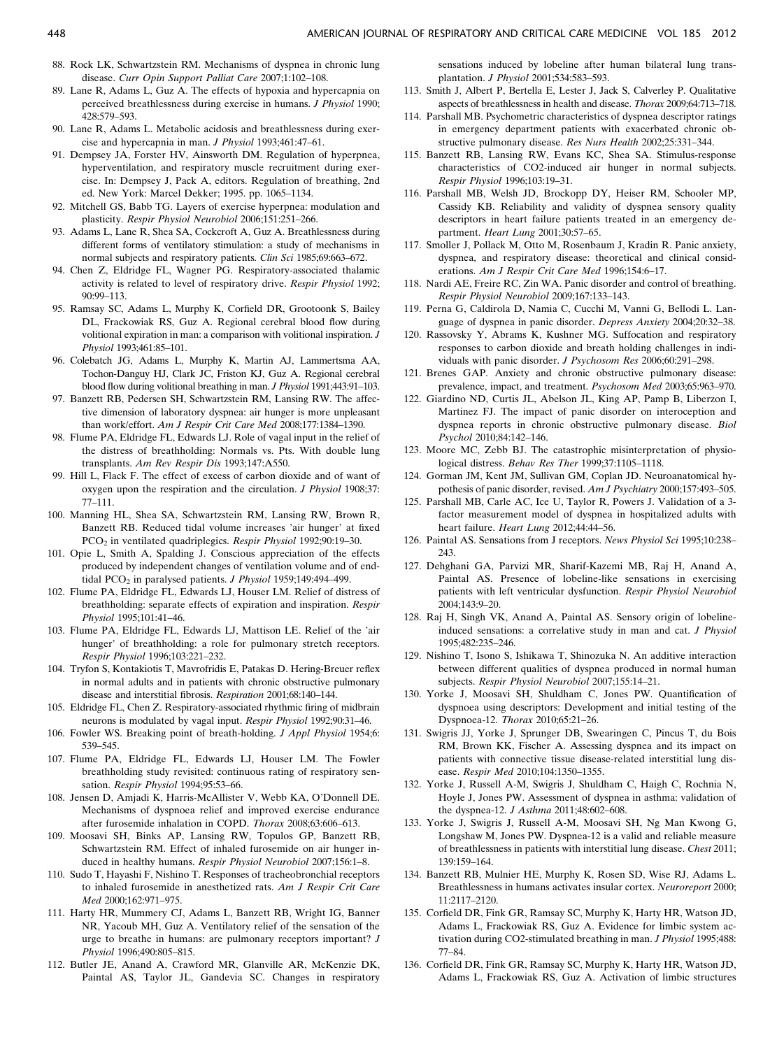88. Rock LK, Schwartzstein RM. Mechanisms of dyspnea in chronic lung disease. *Curr Opin Support Palliat Care* 2007;1:102–108.
89. Lane R, Adams L, Guz A. The effects of hypoxia and hypercapnia on perceived breathlessness during exercise in humans. *J Physiol* 1990; 428:579–593.
90. Lane R, Adams L. Metabolic acidosis and breathlessness during exercise and hypercapnia in man. *J Physiol* 1993;461:47–61.
91. Dempsey JA, Forster HV, Ainsworth DM. Regulation of hyperpnea, hyperventilation, and respiratory muscle recruitment during exercise. In: Dempsey J, Pack A, editors. Regulation of breathing, 2nd ed. New York: Marcel Dekker; 1995. pp. 1065–1134.
92. Mitchell GS, Babb TG. Layers of exercise hyperpnea: modulation and plasticity. *Respir Physiol Neurobiol* 2006;151:251–266.
93. Adams L, Lane R, Shea SA, Cockcroft A, Guz A. Breathlessness during different forms of ventilatory stimulation: a study of mechanisms in normal subjects and respiratory patients. *Clin Sci* 1985;69:663–672.
94. Chen Z, Eldridge FL, Wagner PG. Respiratory-associated thalamic activity is related to level of respiratory drive. *Respir Physiol* 1992; 90:99–113.
95. Ramsay SC, Adams L, Murphy K, Corfield DR, Grootoonk S, Bailey DL, Frackowiak RS, Guz A. Regional cerebral blood flow during volitional expiration in man: a comparison with volitional inspiration. *J Physiol* 1993;461:85–101.
96. Colebatch JG, Adams L, Murphy K, Martin AJ, Lammertsma AA, Tochon-Danguy HJ, Clark JC, Friston KJ, Guz A. Regional cerebral blood flow during volitional breathing in man. *J Physiol* 1991;443:91–103.
97. Banzett RB, Pedersen SH, Schwartzstein RM, Lansing RW. The affective dimension of laboratory dyspnea: air hunger is more unpleasant than work/effort. *Am J Respir Crit Care Med* 2008;177:1384–1390.
98. Flume PA, Eldridge FL, Edwards LJ. Role of vagal input in the relief of the distress of breathholding: Normals vs. Pts. With double lung transplants. *Am Rev Respir Dis* 1993;147:A550.
99. Hill L, Flack F. The effect of excess of carbon dioxide and of want of oxygen upon the respiration and the circulation. *J Physiol* 1908;37: 77–111.
100. Manning HL, Shea SA, Schwartzstein RM, Lansing RW, Brown R, Banzett RB. Reduced tidal volume increases 'air hunger' at fixed $PCO_2$ in ventilated quadriplegics. *Respir Physiol* 1992;90:19–30.
101. Opie L, Smith A, Spalding J. Conscious appreciation of the effects produced by independent changes of ventilation volume and of end-tidal $PCO_2$ in paralysed patients. *J Physiol* 1959;149:494–499.
102. Flume PA, Eldridge FL, Edwards LJ, Houser LM. Relief of distress of breathholding: separate effects of expiration and inspiration. *Respir Physiol* 1995;101:41–46.
103. Flume PA, Eldridge FL, Edwards LJ, Mattison LE. Relief of the 'air hunger' of breathholding: a role for pulmonary stretch receptors. *Respir Physiol* 1996;103:221–232.
104. Tryfon S, Kontakiotis T, Mavrofridis E, Patakas D. Hering-Breuer reflex in normal adults and in patients with chronic obstructive pulmonary disease and interstitial fibrosis. *Respiration* 2001;68:140–144.
105. Eldridge FL, Chen Z. Respiratory-associated rhythmic firing of midbrain neurons is modulated by vagal input. *Respir Physiol* 1992;90:31–46.
106. Fowler WS. Breaking point of breath-holding. *J Appl Physiol* 1954;6: 539–545.
107. Flume PA, Eldridge FL, Edwards LJ, Houser LM. The Fowler breathholding study revisited: continuous rating of respiratory sensation. *Respir Physiol* 1994;95:53–66.
108. Jensen D, Amjadi K, Harris-McAllister V, Webb KA, O'Donnell DE. Mechanisms of dyspnoea relief and improved exercise endurance after furosemide inhalation in COPD. *Thorax* 2008;63:606–613.
109. Moosavi SH, Binks AP, Lansing RW, Topulos GP, Banzett RB, Schwartzstein RM. Effect of inhaled furosemide on air hunger induced in healthy humans. *Respir Physiol Neurobiol* 2007;156:1–8.
110. Sudo T, Hayashi F, Nishino T. Responses of tracheobronchial receptors to inhaled furosemide in anesthetized rats. *Am J Respir Crit Care Med* 2000;162:971–975.
111. Harty HR, Mummery CJ, Adams L, Banzett RB, Wright IG, Banner NR, Yacoub MH, Guz A. Ventilatory relief of the sensation of the urge to breathe in humans: are pulmonary receptors important? *J Physiol* 1996;490:805–815.
112. Butler JE, Anand A, Crawford MR, Glanville AR, McKenzie DK, Paintal AS, Taylor JL, Gandevia SC. Changes in respiratory sensations induced by lobeline after human bilateral lung transplantation. *J Physiol* 2001;534:583–593.
113. Smith J, Albert P, Bertella E, Lester J, Jack S, Calverley P. Qualitative aspects of breathlessness in health and disease. *Thorax* 2009;64:713–718.
114. Parshall MB. Psychometric characteristics of dyspnea descriptor ratings in emergency department patients with exacerbated chronic obstructive pulmonary disease. *Res Nurs Health* 2002;25:331–344.
115. Banzett RB, Lansing RW, Evans KC, Shea SA. Stimulus-response characteristics of CO2-induced air hunger in normal subjects. *Respir Physiol* 1996;103:19–31.
116. Parshall MB, Welsh JD, Brockopp DY, Heiser RM, Schooler MP, Cassidy KB. Reliability and validity of dyspnea sensory quality descriptors in heart failure patients treated in an emergency department. *Heart Lung* 2001;30:57–65.
117. Smoller J, Pollack M, Otto M, Rosenbaum J, Kradin R. Panic anxiety, dyspnea, and respiratory disease: theoretical and clinical considerations. *Am J Respir Crit Care Med* 1996;154:6–17.
118. Nardi AE, Freire RC, Zin WA. Panic disorder and control of breathing. *Respir Physiol Neurobiol* 2009;167:133–143.
119. Perna G, Caldirola D, Namia C, Cucchi M, Vanni G, Bellodi L. Language of dyspnea in panic disorder. *Depress Anxiety* 2004;20:32–38.
120. Rassovsky Y, Abrams K, Kushner MG. Suffocation and respiratory responses to carbon dioxide and breath holding challenges in individuals with panic disorder. *J Psychosom Res* 2006;60:291–298.
121. Brenes GAP. Anxiety and chronic obstructive pulmonary disease: prevalence, impact, and treatment. *Psychosom Med* 2003;65:963–970.
122. Giardino ND, Curtis JL, Abelson JL, King AP, Pamp B, Liberzon I, Martinez FJ. The impact of panic disorder on interoception and dyspnea reports in chronic obstructive pulmonary disease. *Biol Psychol* 2010;84:142–146.
123. Moore MC, Zebb BJ. The catastrophic misinterpretation of physiological distress. *Behav Res Ther* 1999;37:1105–1118.
124. Gorman JM, Kent JM, Sullivan GM, Coplan JD. Neuroanatomical hypothesis of panic disorder, revised. *Am J Psychiatry* 2000;157:493–505.
125. Parshall MB, Carle AC, Ice U, Taylor R, Powers J. Validation of a 3-factor measurement model of dyspnea in hospitalized adults with heart failure. *Heart Lung* 2012;44:44–56.
126. Paintal AS. Sensations from J receptors. *News Physiol Sci* 1995;10:238–243.
127. Dehghani GA, Parvizi MR, Sharif-Kazemi MB, Raj H, Anand A, Paintal AS. Presence of lobeline-like sensations in exercising patients with left ventricular dysfunction. *Respir Physiol Neurobiol* 2004;143:9–20.
128. Raj H, Singh VK, Anand A, Paintal AS. Sensory origin of lobeline-induced sensations: a correlative study in man and cat. *J Physiol* 1995;482:235–246.
129. Nishino T, Isono S, Ishikawa T, Shinozuka N. An additive interaction between different qualities of dyspnea produced in normal human subjects. *Respir Physiol Neurobiol* 2007;155:14–21.
130. Yorke J, Moosavi SH, Shuldham C, Jones PW. Quantification of dyspnoea using descriptors: Development and initial testing of the Dyspnoea-12. *Thorax* 2010;65:21–26.
131. Swigris JJ, Yorke J, Sprunger DB, Swearingen C, Pincus T, du Bois RM, Brown KK, Fischer A. Assessing dyspnea and its impact on patients with connective tissue disease-related interstitial lung disease. *Respir Med* 2010;104:1350–1355.
132. Yorke J, Russell A-M, Swigris J, Shuldham C, Haigh C, Rochnia N, Hoyle J, Jones PW. Assessment of dyspnea in asthma: validation of the dyspnea-12. *J Asthma* 2011;48:602–608.
133. Yorke J, Swigris J, Russell A-M, Moosavi SH, Ng Man Kwong G, Longshaw M, Jones PW. Dyspnea-12 is a valid and reliable measure of breathlessness in patients with interstitial lung disease. *Chest* 2011; 139:159–164.
134. Banzett RB, Mulnier HE, Murphy K, Rosen SD, Wise RJ, Adams L. Breathlessness in humans activates insular cortex. *Neuroreport* 2000; 11:2117–2120.
135. Corfield DR, Fink GR, Ramsay SC, Murphy K, Harty HR, Watson JD, Adams L, Frackowiak RS, Guz A. Evidence for limbic system activation during CO2-stimulated breathing in man. *J Physiol* 1995;488: 77–84.
136. Corfield DR, Fink GR, Ramsay SC, Murphy K, Harty HR, Watson JD, Adams L, Frackowiak RS, Guz A. Activation of limbic structures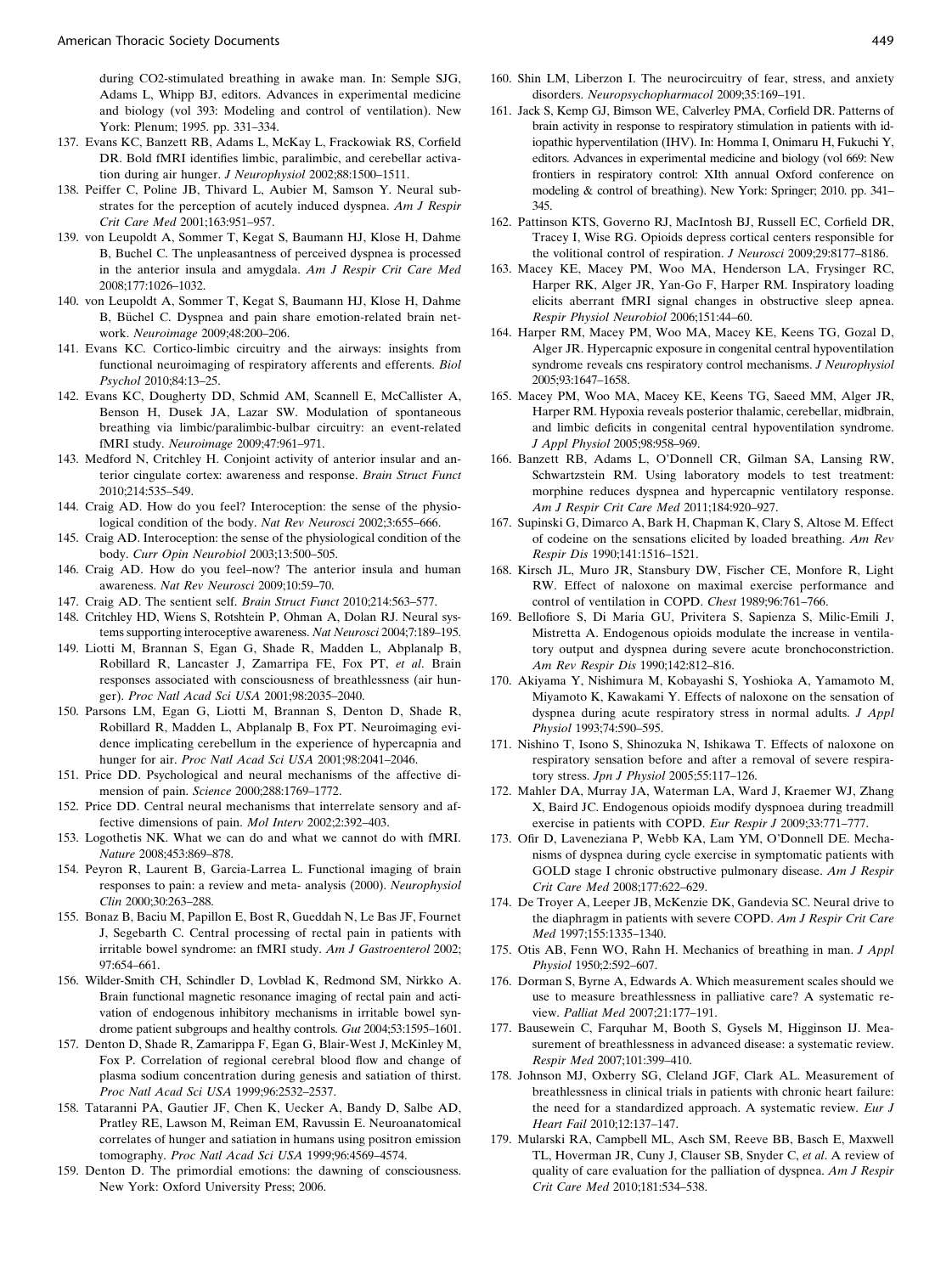during CO2-stimulated breathing in awake man. In: Semple SJG, Adams L, Whipp BJ, editors. Advances in experimental medicine and biology (vol 393: Modeling and control of ventilation). New York: Plenum; 1995. pp. 331–334.

137. Evans KC, Banzett RB, Adams L, McKay L, Frackowiak RS, Corfield DR. Bold fMRI identifies limbic, paralimbic, and cerebellar activation during air hunger. *J Neurophysiol* 2002;88:1500–1511.

138. Peiffer C, Poline JB, Thivard L, Aubier M, Samson Y. Neural substrates for the perception of acutely induced dyspnea. *Am J Respir Crit Care Med* 2001;163:951–957.

139. von Leupoldt A, Sommer T, Kegat S, Baumann HJ, Klose H, Dahme B, Buchel C. The unpleasantness of perceived dyspnea is processed in the anterior insula and amygdala. *Am J Respir Crit Care Med* 2008;177:1026–1032.

140. von Leupoldt A, Sommer T, Kegat S, Baumann HJ, Klose H, Dahme B, Büchel C. Dyspnea and pain share emotion-related brain network. *Neuroimage* 2009;48:200–206.

141. Evans KC. Cortico-limbic circuitry and the airways: insights from functional neuroimaging of respiratory afferents and efferents. *Biol Psychol* 2010;84:13–25.

142. Evans KC, Dougherty DD, Schmid AM, Scannell E, McCallister A, Benson H, Dusek JA, Lazar SW. Modulation of spontaneous breathing via limbic/paralimbic-bulbar circuitry: an event-related fMRI study. *Neuroimage* 2009;47:961–971.

143. Medford N, Critchley H. Conjoint activity of anterior insular and anterior cingulate cortex: awareness and response. *Brain Struct Funct* 2010;214:535–549.

144. Craig AD. How do you feel? Interoception: the sense of the physiological condition of the body. *Nat Rev Neurosci* 2002;3:655–666.

145. Craig AD. Interoception: the sense of the physiological condition of the body. *Curr Opin Neurobiol* 2003;13:500–505.

146. Craig AD. How do you feel–now? The anterior insula and human awareness. *Nat Rev Neurosci* 2009;10:59–70.

147. Craig AD. The sentient self. *Brain Struct Funct* 2010;214:563–577.

148. Critchley HD, Wiens S, Rotshtein P, Ohman A, Dolan RJ. Neural systems supporting interoceptive awareness. *Nat Neurosci* 2004;7:189–195.

149. Liotti M, Brannan S, Egan G, Shade R, Madden L, Abplanalp B, Robillard R, Lancaster J, Zamarripa FE, Fox PT, *et al*. Brain responses associated with consciousness of breathlessness (air hunger). *Proc Natl Acad Sci USA* 2001;98:2035–2040.

150. Parsons LM, Egan G, Liotti M, Brannan S, Denton D, Shade R, Robillard R, Madden L, Abplanalp B, Fox PT. Neuroimaging evidence implicating cerebellum in the experience of hypercapnia and hunger for air. *Proc Natl Acad Sci USA* 2001;98:2041–2046.

151. Price DD. Psychological and neural mechanisms of the affective dimension of pain. *Science* 2000;288:1769–1772.

152. Price DD. Central neural mechanisms that interrelate sensory and affective dimensions of pain. *Mol Interv* 2002;2:392–403.

153. Logothetis NK. What we can do and what we cannot do with fMRI. *Nature* 2008;453:869–878.

154. Peyron R, Laurent B, Garcia-Larrea L. Functional imaging of brain responses to pain: a review and meta- analysis (2000). *Neurophysiol Clin* 2000;30:263–288.

155. Bonaz B, Baciu M, Papillon E, Bost R, Gueddah N, Le Bas JF, Fournet J, Segebarth C. Central processing of rectal pain in patients with irritable bowel syndrome: an fMRI study. *Am J Gastroenterol* 2002; 97:654–661.

156. Wilder-Smith CH, Schindler D, Lovblad K, Redmond SM, Nirkko A. Brain functional magnetic resonance imaging of rectal pain and activation of endogenous inhibitory mechanisms in irritable bowel syndrome patient subgroups and healthy controls. *Gut* 2004;53:1595–1601.

157. Denton D, Shade R, Zamarippa F, Egan G, Blair-West J, McKinley M, Fox P. Correlation of regional cerebral blood flow and change of plasma sodium concentration during genesis and satiation of thirst. *Proc Natl Acad Sci USA* 1999;96:2532–2537.

158. Tataranni PA, Gautier JF, Chen K, Uecker A, Bandy D, Salbe AD, Pratley RE, Lawson M, Reiman EM, Ravussin E. Neuroanatomical correlates of hunger and satiation in humans using positron emission tomography. *Proc Natl Acad Sci USA* 1999;96:4569–4574.

159. Denton D. The primordial emotions: the dawning of consciousness. New York: Oxford University Press; 2006.

160. Shin LM, Liberzon I. The neurocircuitry of fear, stress, and anxiety disorders. *Neuropsychopharmacol* 2009;35:169–191.

161. Jack S, Kemp GJ, Bimson WE, Calverley PMA, Corfield DR. Patterns of brain activity in response to respiratory stimulation in patients with idiopathic hyperventilation (IHV). In: Homma I, Onimaru H, Fukuchi Y, editors. Advances in experimental medicine and biology (vol 669: New frontiers in respiratory control: XIth annual Oxford conference on modeling & control of breathing). New York: Springer; 2010. pp. 341–345.

162. Pattinson KTS, Governo RJ, MacIntosh BJ, Russell EC, Corfield DR, Tracey I, Wise RG. Opioids depress cortical centers responsible for the volitional control of respiration. *J Neurosci* 2009;29:8177–8186.

163. Macey KE, Macey PM, Woo MA, Henderson LA, Frysinger RC, Harper RK, Alger JR, Yan-Go F, Harper RM. Inspiratory loading elicits aberrant fMRI signal changes in obstructive sleep apnea. *Respir Physiol Neurobiol* 2006;151:44–60.

164. Harper RM, Macey PM, Woo MA, Macey KE, Keens TG, Gozal D, Alger JR. Hypercapnic exposure in congenital central hypoventilation syndrome reveals cns respiratory control mechanisms. *J Neurophysiol* 2005;93:1647–1658.

165. Macey PM, Woo MA, Macey KE, Keens TG, Saeed MM, Alger JR, Harper RM. Hypoxia reveals posterior thalamic, cerebellar, midbrain, and limbic deficits in congenital central hypoventilation syndrome. *J Appl Physiol* 2005;98:958–969.

166. Banzett RB, Adams L, O'Donnell CR, Gilman SA, Lansing RW, Schwartzstein RM. Using laboratory models to test treatment: morphine reduces dyspnea and hypercapnic ventilatory response. *Am J Respir Crit Care Med* 2011;184:920–927.

167. Supinski G, Dimarco A, Bark H, Chapman K, Clary S, Altose M. Effect of codeine on the sensations elicited by loaded breathing. *Am Rev Respir Dis* 1990;141:1516–1521.

168. Kirsch JL, Muro JR, Stansbury DW, Fischer CE, Monfore R, Light RW. Effect of naloxone on maximal exercise performance and control of ventilation in COPD. *Chest* 1989;96:761–766.

169. Bellofiore S, Di Maria GU, Privitera S, Sapienza S, Milic-Emili J, Mistretta A. Endogenous opioids modulate the increase in ventilatory output and dyspnea during severe acute bronchoconstriction. *Am Rev Respir Dis* 1990;142:812–816.

170. Akiyama Y, Nishimura M, Kobayashi S, Yoshioka A, Yamamoto M, Miyamoto K, Kawakami Y. Effects of naloxone on the sensation of dyspnea during acute respiratory stress in normal adults. *J Appl Physiol* 1993;74:590–595.

171. Nishino T, Isono S, Shinozuka N, Ishikawa T. Effects of naloxone on respiratory sensation before and after a removal of severe respiratory stress. *Jpn J Physiol* 2005;55:117–126.

172. Mahler DA, Murray JA, Waterman LA, Ward J, Kraemer WJ, Zhang X, Baird JC. Endogenous opioids modify dyspnoea during treadmill exercise in patients with COPD. *Eur Respir J* 2009;33:771–777.

173. Ofir D, Laveneziana P, Webb KA, Lam YM, O'Donnell DE. Mechanisms of dyspnea during cycle exercise in symptomatic patients with GOLD stage I chronic obstructive pulmonary disease. *Am J Respir Crit Care Med* 2008;177:622–629.

174. De Troyer A, Leeper JB, McKenzie DK, Gandevia SC. Neural drive to the diaphragm in patients with severe COPD. *Am J Respir Crit Care Med* 1997;155:1335–1340.

175. Otis AB, Fenn WO, Rahn H. Mechanics of breathing in man. *J Appl Physiol* 1950;2:592–607.

176. Dorman S, Byrne A, Edwards A. Which measurement scales should we use to measure breathlessness in palliative care? A systematic review. *Palliat Med* 2007;21:177–191.

177. Bausewein C, Farquhar M, Booth S, Gysels M, Higginson IJ. Measurement of breathlessness in advanced disease: a systematic review. *Respir Med* 2007;101:399–410.

178. Johnson MJ, Oxberry SG, Cleland JGF, Clark AL. Measurement of breathlessness in clinical trials in patients with chronic heart failure: the need for a standardized approach. A systematic review. *Eur J Heart Fail* 2010;12:137–147.

179. Mularski RA, Campbell ML, Asch SM, Reeve BB, Basch E, Maxwell TL, Hoverman JR, Cuny J, Clauser SB, Snyder C, *et al*. A review of quality of care evaluation for the palliation of dyspnea. *Am J Respir Crit Care Med* 2010;181:534–538.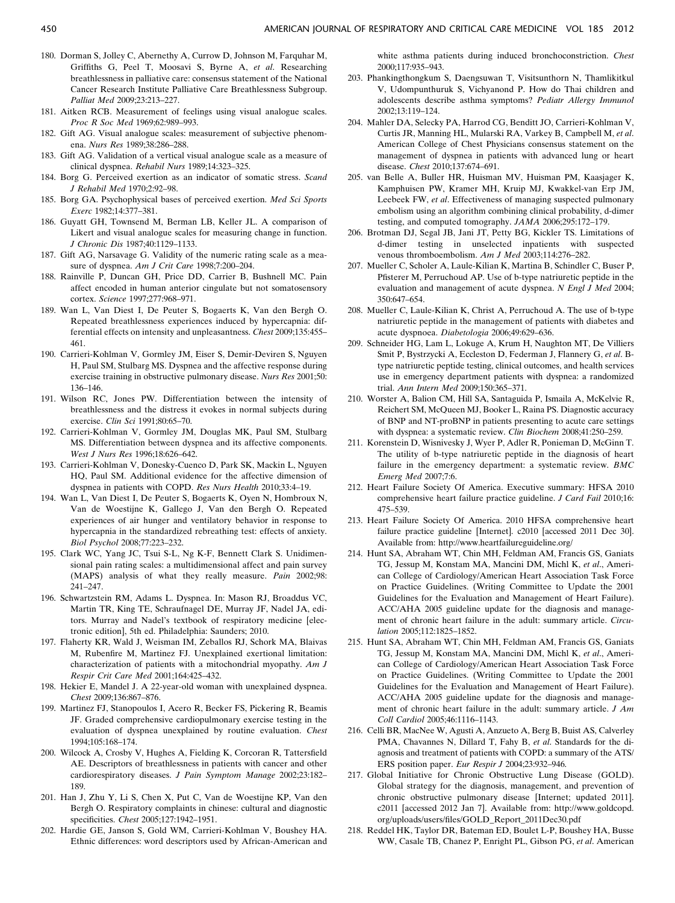180. Dorman S, Jolley C, Abernethy A, Currow D, Johnson M, Farquhar M, Griffiths G, Peel T, Moosavi S, Byrne A, *et al*. Researching breathlessness in palliative care: consensus statement of the National Cancer Research Institute Palliative Care Breathlessness Subgroup. *Palliat Med* 2009;23:213–227.

181. Aitken RCB. Measurement of feelings using visual analogue scales. *Proc R Soc Med* 1969;62:989–993.

182. Gift AG. Visual analogue scales: measurement of subjective phenomena. *Nurs Res* 1989;38:286–288.

183. Gift AG. Validation of a vertical visual analogue scale as a measure of clinical dyspnea. *Rehabil Nurs* 1989;14:323–325.

184. Borg G. Perceived exertion as an indicator of somatic stress. *Scand J Rehabil Med* 1970;2:92–98.

185. Borg GA. Psychophysical bases of perceived exertion. *Med Sci Sports Exerc* 1982;14:377–381.

186. Guyatt GH, Townsend M, Berman LB, Keller JL. A comparison of Likert and visual analogue scales for measuring change in function. *J Chronic Dis* 1987;40:1129–1133.

187. Gift AG, Narsavage G. Validity of the numeric rating scale as a measure of dyspnea. *Am J Crit Care* 1998;7:200–204.

188. Rainville P, Duncan GH, Price DD, Carrier B, Bushnell MC. Pain affect encoded in human anterior cingulate but not somatosensory cortex. *Science* 1997;277:968–971.

189. Wan L, Van Diest I, De Peuter S, Bogaerts K, Van den Bergh O. Repeated breathlessness experiences induced by hypercapnia: differential effects on intensity and unpleasantness. *Chest* 2009;135:455–461.

190. Carrieri-Kohlman V, Gormley JM, Eiser S, Demir-Deviren S, Nguyen H, Paul SM, Stulbarg MS. Dyspnea and the affective response during exercise training in obstructive pulmonary disease. *Nurs Res* 2001;50:136–146.

191. Wilson RC, Jones PW. Differentiation between the intensity of breathlessness and the distress it evokes in normal subjects during exercise. *Clin Sci* 1991;80:65–70.

192. Carrieri-Kohlman V, Gormley JM, Douglas MK, Paul SM, Stulbarg MS. Differentiation between dyspnea and its affective components. *West J Nurs Res* 1996;18:626–642.

193. Carrieri-Kohlman V, Donesky-Cuenco D, Park SK, Mackin L, Nguyen HQ, Paul SM. Additional evidence for the affective dimension of dyspnea in patients with COPD. *Res Nurs Health* 2010;33:4–19.

194. Wan L, Van Diest I, De Peuter S, Bogaerts K, Oyen N, Hombroux N, Van de Woestijne K, Gallego J, Van den Bergh O. Repeated experiences of air hunger and ventilatory behavior in response to hypercapnia in the standardized rebreathing test: effects of anxiety. *Biol Psychol* 2008;77:223–232.

195. Clark WC, Yang JC, Tsui S-L, Ng K-F, Bennett Clark S. Unidimensional pain rating scales: a multidimensional affect and pain survey (MAPS) analysis of what they really measure. *Pain* 2002;98:241–247.

196. Schwartzstein RM, Adams L. Dyspnea. In: Mason RJ, Broaddus VC, Martin TR, King TE, Schraufnagel DE, Murray JF, Nadel JA, editors. Murray and Nadel's textbook of respiratory medicine [electronic edition], 5th ed. Philadelphia: Saunders; 2010.

197. Flaherty KR, Wald J, Weisman IM, Zeballos RJ, Schork MA, Blaivas M, Rubenfire M, Martinez FJ. Unexplained exertional limitation: characterization of patients with a mitochondrial myopathy. *Am J Respir Crit Care Med* 2001;164:425–432.

198. Hekier E, Mandel J. A 22-year-old woman with unexplained dyspnea. *Chest* 2009;136:867–876.

199. Martinez FJ, Stanopoulos I, Acero R, Becker FS, Pickering R, Beamis JF. Graded comprehensive cardiopulmonary exercise testing in the evaluation of dyspnea unexplained by routine evaluation. *Chest* 1994;105:168–174.

200. Wilcock A, Crosby V, Hughes A, Fielding K, Corcoran R, Tattersfield AE. Descriptors of breathlessness in patients with cancer and other cardiorespiratory diseases. *J Pain Symptom Manage* 2002;23:182–189.

201. Han J, Zhu Y, Li S, Chen X, Put C, Van de Woestijne KP, Van den Bergh O. Respiratory complaints in chinese: cultural and diagnostic specificities. *Chest* 2005;127:1942–1951.

202. Hardie GE, Janson S, Gold WM, Carrieri-Kohlman V, Boushey HA. Ethnic differences: word descriptors used by African-American and white asthma patients during induced bronchoconstriction. *Chest* 2000;117:935–943.

203. Phankingthongkum S, Daengsuwan T, Visitsunthorn N, Thamlikitkul V, Udompunthuruk S, Vichyanond P. How do Thai children and adolescents describe asthma symptoms? *Pediatr Allergy Immunol* 2002;13:119–124.

204. Mahler DA, Selecky PA, Harrod CG, Benditt JO, Carrieri-Kohlman V, Curtis JR, Manning HL, Mularski RA, Varkey B, Campbell M, *et al*. American College of Chest Physicians consensus statement on the management of dyspnea in patients with advanced lung or heart disease. *Chest* 2010;137:674–691.

205. van Belle A, Buller HR, Huisman MV, Huisman PM, Kaasjager K, Kamphuisen PW, Kramer MH, Kruip MJ, Kwakkel-van Erp JM, Leebeek FW, *et al*. Effectiveness of managing suspected pulmonary embolism using an algorithm combining clinical probability, d-dimer testing, and computed tomography. *JAMA* 2006;295:172–179.

206. Brotman DJ, Segal JB, Jani JT, Petty BG, Kickler TS. Limitations of d-dimer testing in unselected inpatients with suspected venous thromboembolism. *Am J Med* 2003;114:276–282.

207. Mueller C, Scholer A, Laule-Kilian K, Martina B, Schindler C, Buser P, Pfisterer M, Perruchoud AP. Use of b-type natriuretic peptide in the evaluation and management of acute dyspnea. *N Engl J Med* 2004;350:647–654.

208. Mueller C, Laule-Kilian K, Christ A, Perruchoud A. The use of b-type natriuretic peptide in the management of patients with diabetes and acute dyspnoea. *Diabetologia* 2006;49:629–636.

209. Schneider HG, Lam L, Lokuge A, Krum H, Naughton MT, De Villiers Smit P, Bystrzycki A, Eccleston D, Federman J, Flannery G, *et al*. B-type natriuretic peptide testing, clinical outcomes, and health services use in emergency department patients with dyspnea: a randomized trial. *Ann Intern Med* 2009;150:365–371.

210. Worster A, Balion CM, Hill SA, Santaguida P, Ismaila A, McKelvie R, Reichert SM, McQueen MJ, Booker L, Raina PS. Diagnostic accuracy of BNP and NT-proBNP in patients presenting to acute care settings with dyspnea: a systematic review. *Clin Biochem* 2008;41:250–259.

211. Korenstein D, Wisnivesky J, Wyer P, Adler R, Ponieman D, McGinn T. The utility of b-type natriuretic peptide in the diagnosis of heart failure in the emergency department: a systematic review. *BMC Emerg Med* 2007;7:6.

212. Heart Failure Society Of America. Executive summary: HFSA 2010 comprehensive heart failure practice guideline. *J Card Fail* 2010;16:475–539.

213. Heart Failure Society Of America. 2010 HFSA comprehensive heart failure practice guideline [Internet]. c2010 [accessed 2011 Dec 30]. Available from: http://www.heartfailureguideline.org/

214. Hunt SA, Abraham WT, Chin MH, Feldman AM, Francis GS, Ganiats TG, Jessup M, Konstam MA, Mancini DM, Michl K, *et al*., American College of Cardiology/American Heart Association Task Force on Practice Guidelines. (Writing Committee to Update the 2001 Guidelines for the Evaluation and Management of Heart Failure). ACC/AHA 2005 guideline update for the diagnosis and management of chronic heart failure in the adult: summary article. *Circulation* 2005;112:1825–1852.

215. Hunt SA, Abraham WT, Chin MH, Feldman AM, Francis GS, Ganiats TG, Jessup M, Konstam MA, Mancini DM, Michl K, *et al*., American College of Cardiology/American Heart Association Task Force on Practice Guidelines. (Writing Committee to Update the 2001 Guidelines for the Evaluation and Management of Heart Failure). ACC/AHA 2005 guideline update for the diagnosis and management of chronic heart failure in the adult: summary article. *J Am Coll Cardiol* 2005;46:1116–1143.

216. Celli BR, MacNee W, Agusti A, Anzueto A, Berg B, Buist AS, Calverley PMA, Chavannes N, Dillard T, Fahy B, *et al*. Standards for the diagnosis and treatment of patients with COPD: a summary of the ATS/ERS position paper. *Eur Respir J* 2004;23:932–946.

217. Global Initiative for Chronic Obstructive Lung Disease (GOLD). Global strategy for the diagnosis, management, and prevention of chronic obstructive pulmonary disease [Internet; updated 2011]. c2011 [accessed 2012 Jan 7]. Available from: http://www.goldcopd.org/uploads/users/files/GOLD_Report_2011Dec30.pdf

218. Reddel HK, Taylor DR, Bateman ED, Boulet L-P, Boushey HA, Busse WW, Casale TB, Chanez P, Enright PL, Gibson PG, *et al*. American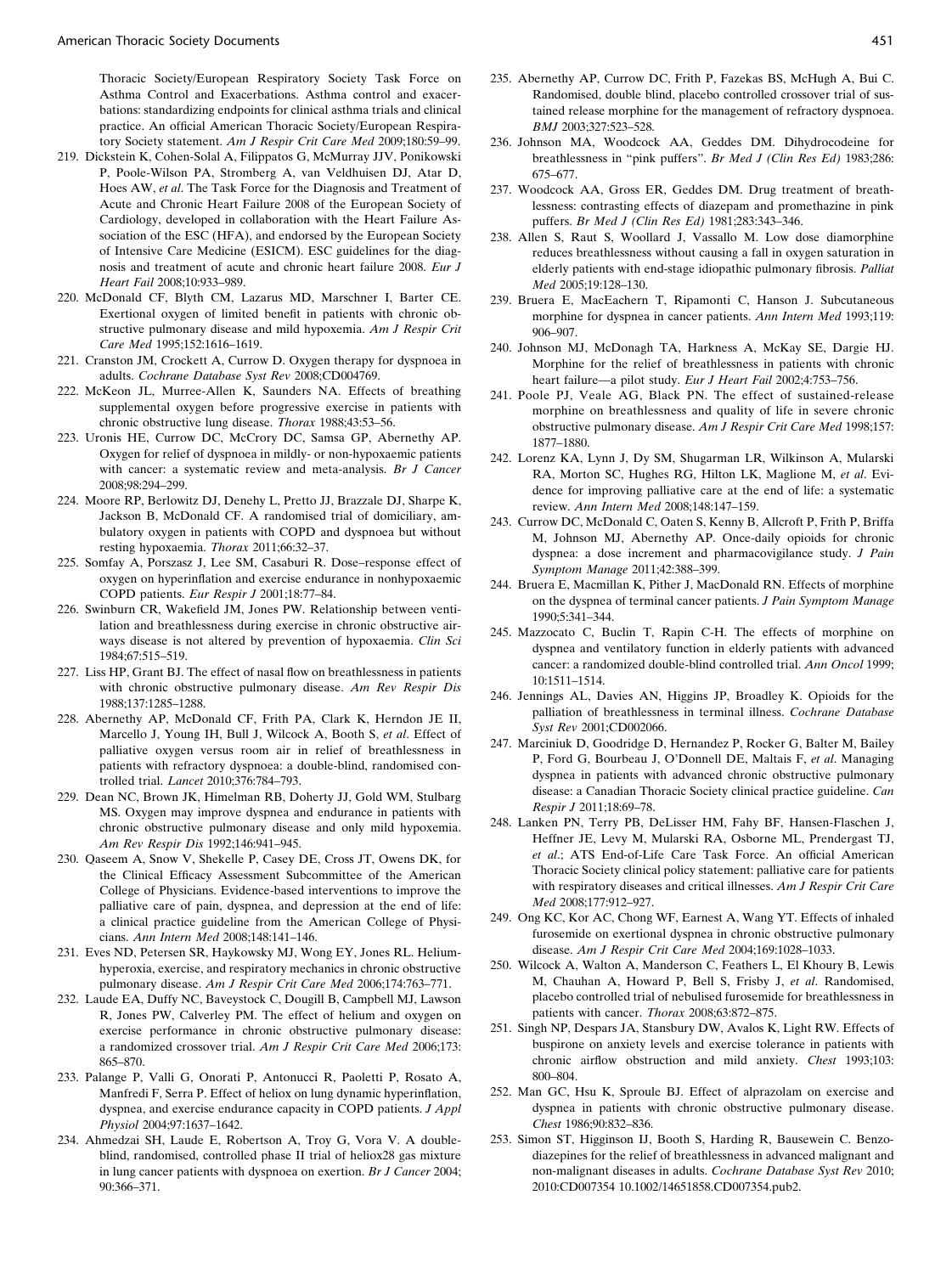Thoracic Society/European Respiratory Society Task Force on Asthma Control and Exacerbations. Asthma control and exacerbations: standardizing endpoints for clinical asthma trials and clinical practice. An official American Thoracic Society/European Respiratory Society statement. *Am J Respir Crit Care Med* 2009;180:59–99.

219. Dickstein K, Cohen-Solal A, Filippatos G, McMurray JJV, Ponikowski P, Poole-Wilson PA, Stromberg A, van Veldhuisen DJ, Atar D, Hoes AW, *et al*. The Task Force for the Diagnosis and Treatment of Acute and Chronic Heart Failure 2008 of the European Society of Cardiology, developed in collaboration with the Heart Failure Association of the ESC (HFA), and endorsed by the European Society of Intensive Care Medicine (ESICM). ESC guidelines for the diagnosis and treatment of acute and chronic heart failure 2008. *Eur J Heart Fail* 2008;10:933–989.
220. McDonald CF, Blyth CM, Lazarus MD, Marschner I, Barter CE. Exertional oxygen of limited benefit in patients with chronic obstructive pulmonary disease and mild hypoxemia. *Am J Respir Crit Care Med* 1995;152:1616–1619.
221. Cranston JM, Crockett A, Currow D. Oxygen therapy for dyspnoea in adults. *Cochrane Database Syst Rev* 2008;CD004769.
222. McKeon JL, Murree-Allen K, Saunders NA. Effects of breathing supplemental oxygen before progressive exercise in patients with chronic obstructive lung disease. *Thorax* 1988;43:53–56.
223. Uronis HE, Currow DC, McCrory DC, Samsa GP, Abernethy AP. Oxygen for relief of dyspnoea in mildly- or non-hypoxaemic patients with cancer: a systematic review and meta-analysis. *Br J Cancer* 2008;98:294–299.
224. Moore RP, Berlowitz DJ, Denehy L, Pretto JJ, Brazzale DJ, Sharpe K, Jackson B, McDonald CF. A randomised trial of domiciliary, ambulatory oxygen in patients with COPD and dyspnoea but without resting hypoxaemia. *Thorax* 2011;66:32–37.
225. Somfay A, Porszasz J, Lee SM, Casaburi R. Dose–response effect of oxygen on hyperinflation and exercise endurance in nonhypoxaemic COPD patients. *Eur Respir J* 2001;18:77–84.
226. Swinburn CR, Wakefield JM, Jones PW. Relationship between ventilation and breathlessness during exercise in chronic obstructive airways disease is not altered by prevention of hypoxaemia. *Clin Sci* 1984;67:515–519.
227. Liss HP, Grant BJ. The effect of nasal flow on breathlessness in patients with chronic obstructive pulmonary disease. *Am Rev Respir Dis* 1988;137:1285–1288.
228. Abernethy AP, McDonald CF, Frith PA, Clark K, Herndon JE II, Marcello J, Young IH, Bull J, Wilcock A, Booth S, *et al*. Effect of palliative oxygen versus room air in relief of breathlessness in patients with refractory dyspnoea: a double-blind, randomised controlled trial. *Lancet* 2010;376:784–793.
229. Dean NC, Brown JK, Himelman RB, Doherty JJ, Gold WM, Stulbarg MS. Oxygen may improve dyspnea and endurance in patients with chronic obstructive pulmonary disease and only mild hypoxemia. *Am Rev Respir Dis* 1992;146:941–945.
230. Qaseem A, Snow V, Shekelle P, Casey DE, Cross JT, Owens DK, for the Clinical Efficacy Assessment Subcommittee of the American College of Physicians. Evidence-based interventions to improve the palliative care of pain, dyspnea, and depression at the end of life: a clinical practice guideline from the American College of Physicians. *Ann Intern Med* 2008;148:141–146.
231. Eves ND, Petersen SR, Haykowsky MJ, Wong EY, Jones RL. Helium-hyperoxia, exercise, and respiratory mechanics in chronic obstructive pulmonary disease. *Am J Respir Crit Care Med* 2006;174:763–771.
232. Laude EA, Duffy NC, Baveystock C, Dougill B, Campbell MJ, Lawson R, Jones PW, Calverley PM. The effect of helium and oxygen on exercise performance in chronic obstructive pulmonary disease: a randomized crossover trial. *Am J Respir Crit Care Med* 2006;173: 865–870.
233. Palange P, Valli G, Onorati P, Antonucci R, Paoletti P, Rosato A, Manfredi F, Serra P. Effect of heliox on lung dynamic hyperinflation, dyspnea, and exercise endurance capacity in COPD patients. *J Appl Physiol* 2004;97:1637–1642.
234. Ahmedzai SH, Laude E, Robertson A, Troy G, Vora V. A double-blind, randomised, controlled phase II trial of heliox28 gas mixture in lung cancer patients with dyspnoea on exertion. *Br J Cancer* 2004; 90:366–371.
235. Abernethy AP, Currow DC, Frith P, Fazekas BS, McHugh A, Bui C. Randomised, double blind, placebo controlled crossover trial of sustained release morphine for the management of refractory dyspnoea. *BMJ* 2003;327:523–528.
236. Johnson MA, Woodcock AA, Geddes DM. Dihydrocodeine for breathlessness in "pink puffers". *Br Med J (Clin Res Ed)* 1983;286: 675–677.
237. Woodcock AA, Gross ER, Geddes DM. Drug treatment of breathlessness: contrasting effects of diazepam and promethazine in pink puffers. *Br Med J (Clin Res Ed)* 1981;283:343–346.
238. Allen S, Raut S, Woollard J, Vassallo M. Low dose diamorphine reduces breathlessness without causing a fall in oxygen saturation in elderly patients with end-stage idiopathic pulmonary fibrosis. *Palliat Med* 2005;19:128–130.
239. Bruera E, MacEachern T, Ripamonti C, Hanson J. Subcutaneous morphine for dyspnea in cancer patients. *Ann Intern Med* 1993;119: 906–907.
240. Johnson MJ, McDonagh TA, Harkness A, McKay SE, Dargie HJ. Morphine for the relief of breathlessness in patients with chronic heart failure—a pilot study. *Eur J Heart Fail* 2002;4:753–756.
241. Poole PJ, Veale AG, Black PN. The effect of sustained-release morphine on breathlessness and quality of life in severe chronic obstructive pulmonary disease. *Am J Respir Crit Care Med* 1998;157: 1877–1880.
242. Lorenz KA, Lynn J, Dy SM, Shugarman LR, Wilkinson A, Mularski RA, Morton SC, Hughes RG, Hilton LK, Maglione M, *et al*. Evidence for improving palliative care at the end of life: a systematic review. *Ann Intern Med* 2008;148:147–159.
243. Currow DC, McDonald C, Oaten S, Kenny B, Allcroft P, Frith P, Briffa M, Johnson MJ, Abernethy AP. Once-daily opioids for chronic dyspnea: a dose increment and pharmacovigilance study. *J Pain Symptom Manage* 2011;42:388–399.
244. Bruera E, Macmillan K, Pither J, MacDonald RN. Effects of morphine on the dyspnea of terminal cancer patients. *J Pain Symptom Manage* 1990;5:341–344.
245. Mazzocato C, Buclin T, Rapin C-H. The effects of morphine on dyspnea and ventilatory function in elderly patients with advanced cancer: a randomized double-blind controlled trial. *Ann Oncol* 1999; 10:1511–1514.
246. Jennings AL, Davies AN, Higgins JP, Broadley K. Opioids for the palliation of breathlessness in terminal illness. *Cochrane Database Syst Rev* 2001;CD002066.
247. Marciniuk D, Goodridge D, Hernandez P, Rocker G, Balter M, Bailey P, Ford G, Bourbeau J, O'Donnell DE, Maltais F, *et al*. Managing dyspnea in patients with advanced chronic obstructive pulmonary disease: a Canadian Thoracic Society clinical practice guideline. *Can Respir J* 2011;18:69–78.
248. Lanken PN, Terry PB, DeLisser HM, Fahy BF, Hansen-Flaschen J, Heffner JE, Levy M, Mularski RA, Osborne ML, Prendergast TJ, *et al*.; ATS End-of-Life Care Task Force. An official American Thoracic Society clinical policy statement: palliative care for patients with respiratory diseases and critical illnesses. *Am J Respir Crit Care Med* 2008;177:912–927.
249. Ong KC, Kor AC, Chong WF, Earnest A, Wang YT. Effects of inhaled furosemide on exertional dyspnea in chronic obstructive pulmonary disease. *Am J Respir Crit Care Med* 2004;169:1028–1033.
250. Wilcock A, Walton A, Manderson C, Feathers L, El Khoury B, Lewis M, Chauhan A, Howard P, Bell S, Frisby J, *et al*. Randomised, placebo controlled trial of nebulised furosemide for breathlessness in patients with cancer. *Thorax* 2008;63:872–875.
251. Singh NP, Despars JA, Stansbury DW, Avalos K, Light RW. Effects of buspirone on anxiety levels and exercise tolerance in patients with chronic airflow obstruction and mild anxiety. *Chest* 1993;103: 800–804.
252. Man GC, Hsu K, Sproule BJ. Effect of alprazolam on exercise and dyspnea in patients with chronic obstructive pulmonary disease. *Chest* 1986;90:832–836.
253. Simon ST, Higginson IJ, Booth S, Harding R, Bausewein C. Benzodiazepines for the relief of breathlessness in advanced malignant and non-malignant diseases in adults. *Cochrane Database Syst Rev* 2010; 2010:CD007354 10.1002/14651858.CD007354.pub2.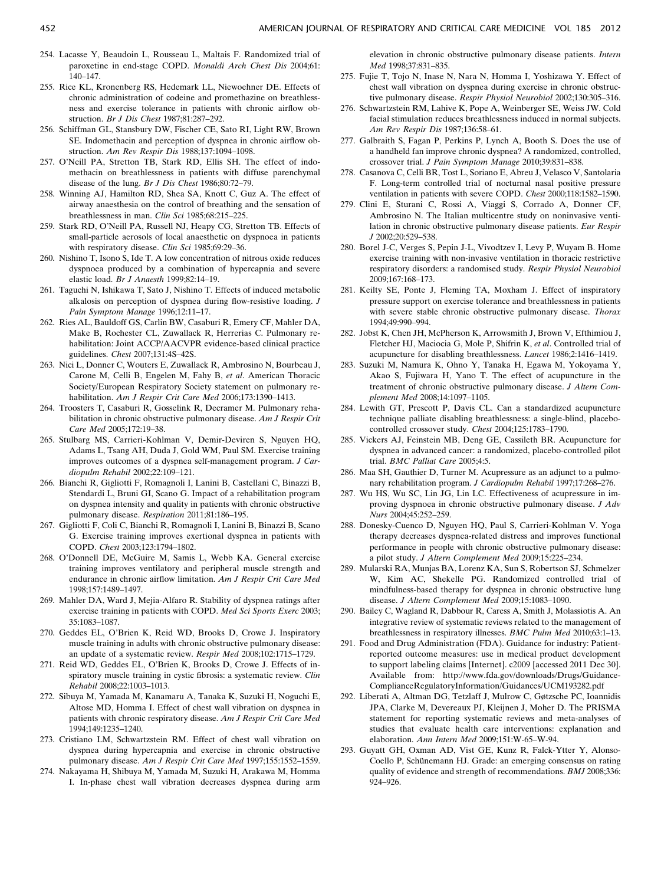254. Lacasse Y, Beaudoin L, Rousseau L, Maltais F. Randomized trial of paroxetine in end-stage COPD. *Monaldi Arch Chest Dis* 2004;61: 140–147.
255. Rice KL, Kronenberg RS, Hedemark LL, Niewoehner DE. Effects of chronic administration of codeine and promethazine on breathlessness and exercise tolerance in patients with chronic airflow obstruction. *Br J Dis Chest* 1987;81:287–292.
256. Schiffman GL, Stansbury DW, Fischer CE, Sato RI, Light RW, Brown SE. Indomethacin and perception of dyspnea in chronic airflow obstruction. *Am Rev Respir Dis* 1988;137:1094–1098.
257. O'Neill PA, Stretton TB, Stark RD, Ellis SH. The effect of indomethacin on breathlessness in patients with diffuse parenchymal disease of the lung. *Br J Dis Chest* 1986;80:72–79.
258. Winning AJ, Hamilton RD, Shea SA, Knott C, Guz A. The effect of airway anaesthesia on the control of breathing and the sensation of breathlessness in man. *Clin Sci* 1985;68:215–225.
259. Stark RD, O'Neill PA, Russell NJ, Heapy CG, Stretton TB. Effects of small-particle aerosols of local anaesthetic on dyspnoea in patients with respiratory disease. *Clin Sci* 1985;69:29–36.
260. Nishino T, Isono S, Ide T. A low concentration of nitrous oxide reduces dyspnoea produced by a combination of hypercapnia and severe elastic load. *Br J Anaesth* 1999;82:14–19.
261. Taguchi N, Ishikawa T, Sato J, Nishino T. Effects of induced metabolic alkalosis on perception of dyspnea during flow-resistive loading. *J Pain Symptom Manage* 1996;12:11–17.
262. Ries AL, Bauldoff GS, Carlin BW, Casaburi R, Emery CF, Mahler DA, Make B, Rochester CL, Zuwallack R, Herrerias C. Pulmonary rehabilitation: Joint ACCP/AACVPR evidence-based clinical practice guidelines. *Chest* 2007;131:4S–42S.
263. Nici L, Donner C, Wouters E, Zuwallack R, Ambrosino N, Bourbeau J, Carone M, Celli B, Engelen M, Fahy B, *et al*. American Thoracic Society/European Respiratory Society statement on pulmonary rehabilitation. *Am J Respir Crit Care Med* 2006;173:1390–1413.
264. Troosters T, Casaburi R, Gosselink R, Decramer M. Pulmonary rehabilitation in chronic obstructive pulmonary disease. *Am J Respir Crit Care Med* 2005;172:19–38.
265. Stulbarg MS, Carrieri-Kohlman V, Demir-Deviren S, Nguyen HQ, Adams L, Tsang AH, Duda J, Gold WM, Paul SM. Exercise training improves outcomes of a dyspnea self-management program. *J Cardiopulm Rehabil* 2002;22:109–121.
266. Bianchi R, Gigliotti F, Romagnoli I, Lanini B, Castellani C, Binazzi B, Stendardi L, Bruni GI, Scano G. Impact of a rehabilitation program on dyspnea intensity and quality in patients with chronic obstructive pulmonary disease. *Respiration* 2011;81:186–195.
267. Gigliotti F, Coli C, Bianchi R, Romagnoli I, Lanini B, Binazzi B, Scano G. Exercise training improves exertional dyspnea in patients with COPD. *Chest* 2003;123:1794–1802.
268. O'Donnell DE, McGuire M, Samis L, Webb KA. General exercise training improves ventilatory and peripheral muscle strength and endurance in chronic airflow limitation. *Am J Respir Crit Care Med* 1998;157:1489–1497.
269. Mahler DA, Ward J, Mejia-Alfaro R. Stability of dyspnea ratings after exercise training in patients with COPD. *Med Sci Sports Exerc* 2003; 35:1083–1087.
270. Geddes EL, O'Brien K, Reid WD, Brooks D, Crowe J. Inspiratory muscle training in adults with chronic obstructive pulmonary disease: an update of a systematic review. *Respir Med* 2008;102:1715–1729.
271. Reid WD, Geddes EL, O'Brien K, Brooks D, Crowe J. Effects of inspiratory muscle training in cystic fibrosis: a systematic review. *Clin Rehabil* 2008;22:1003–1013.
272. Sibuya M, Yamada M, Kanamaru A, Tanaka K, Suzuki H, Noguchi E, Altose MD, Homma I. Effect of chest wall vibration on dyspnea in patients with chronic respiratory disease. *Am J Respir Crit Care Med* 1994;149:1235–1240.
273. Cristiano LM, Schwartzstein RM. Effect of chest wall vibration on dyspnea during hypercapnia and exercise in chronic obstructive pulmonary disease. *Am J Respir Crit Care Med* 1997;155:1552–1559.
274. Nakayama H, Shibuya M, Yamada M, Suzuki H, Arakawa M, Homma I. In-phase chest wall vibration decreases dyspnea during arm elevation in chronic obstructive pulmonary disease patients. *Intern Med* 1998;37:831–835.
275. Fujie T, Tojo N, Inase N, Nara N, Homma I, Yoshizawa Y. Effect of chest wall vibration on dyspnea during exercise in chronic obstructive pulmonary disease. *Respir Physiol Neurobiol* 2002;130:305–316.
276. Schwartzstein RM, Lahive K, Pope A, Weinberger SE, Weiss JW. Cold facial stimulation reduces breathlessness induced in normal subjects. *Am Rev Respir Dis* 1987;136:58–61.
277. Galbraith S, Fagan P, Perkins P, Lynch A, Booth S. Does the use of a handheld fan improve chronic dyspnea? A randomized, controlled, crossover trial. *J Pain Symptom Manage* 2010;39:831–838.
278. Casanova C, Celli BR, Tost L, Soriano E, Abreu J, Velasco V, Santolaria F. Long-term controlled trial of nocturnal nasal positive pressure ventilation in patients with severe COPD. *Chest* 2000;118:1582–1590.
279. Clini E, Sturani C, Rossi A, Viaggi S, Corrado A, Donner CF, Ambrosino N. The Italian multicentre study on noninvasive ventilation in chronic obstructive pulmonary disease patients. *Eur Respir J* 2002;20:529–538.
280. Borel J-C, Verges S, Pepin J-L, Vivodtzev I, Levy P, Wuyam B. Home exercise training with non-invasive ventilation in thoracic restrictive respiratory disorders: a randomised study. *Respir Physiol Neurobiol* 2009;167:168–173.
281. Keilty SE, Ponte J, Fleming TA, Moxham J. Effect of inspiratory pressure support on exercise tolerance and breathlessness in patients with severe stable chronic obstructive pulmonary disease. *Thorax* 1994;49:990–994.
282. Jobst K, Chen JH, McPherson K, Arrowsmith J, Brown V, Efthimiou J, Fletcher HJ, Maciocia G, Mole P, Shifrin K, *et al*. Controlled trial of acupuncture for disabling breathlessness. *Lancet* 1986;2:1416–1419.
283. Suzuki M, Namura K, Ohno Y, Tanaka H, Egawa M, Yokoyama Y, Akao S, Fujiwara H, Yano T. The effect of acupuncture in the treatment of chronic obstructive pulmonary disease. *J Altern Complement Med* 2008;14:1097–1105.
284. Lewith GT, Prescott P, Davis CL. Can a standardized acupuncture technique palliate disabling breathlessness: a single-blind, placebo-controlled crossover study. *Chest* 2004;125:1783–1790.
285. Vickers AJ, Feinstein MB, Deng GE, Cassileth BR. Acupuncture for dyspnea in advanced cancer: a randomized, placebo-controlled pilot trial. *BMC Palliat Care* 2005;4:5.
286. Maa SH, Gauthier D, Turner M. Acupressure as an adjunct to a pulmonary rehabilitation program. *J Cardiopulm Rehabil* 1997;17:268–276.
287. Wu HS, Wu SC, Lin JG, Lin LC. Effectiveness of acupressure in improving dyspnoea in chronic obstructive pulmonary disease. *J Adv Nurs* 2004;45:252–259.
288. Donesky-Cuenco D, Nguyen HQ, Paul S, Carrieri-Kohlman V. Yoga therapy decreases dyspnea-related distress and improves functional performance in people with chronic obstructive pulmonary disease: a pilot study. *J Altern Complement Med* 2009;15:225–234.
289. Mularski RA, Munjas BA, Lorenz KA, Sun S, Robertson SJ, Schmelzer W, Kim AC, Shekelle PG. Randomized controlled trial of mindfulness-based therapy for dyspnea in chronic obstructive lung disease. *J Altern Complement Med* 2009;15:1083–1090.
290. Bailey C, Wagland R, Dabbour R, Caress A, Smith J, Molassiotis A. An integrative review of systematic reviews related to the management of breathlessness in respiratory illnesses. *BMC Pulm Med* 2010;63:1–13.
291. Food and Drug Administration (FDA). Guidance for industry: Patient-reported outcome measures: use in medical product development to support labeling claims [Internet]. c2009 [accessed 2011 Dec 30]. Available from: http://www.fda.gov/downloads/Drugs/GuidanceComplianceRegulatoryInformation/Guidances/UCM193282.pdf
292. Liberati A, Altman DG, Tetzlaff J, Mulrow C, Gøtzsche PC, Ioannidis JPA, Clarke M, Devereaux PJ, Kleijnen J, Moher D. The PRISMA statement for reporting systematic reviews and meta-analyses of studies that evaluate health care interventions: explanation and elaboration. *Ann Intern Med* 2009;151:W-65–W-94.
293. Guyatt GH, Oxman AD, Vist GE, Kunz R, Falck-Ytter Y, Alonso-Coello P, Schünemann HJ. Grade: an emerging consensus on rating quality of evidence and strength of recommendations. *BMJ* 2008;336: 924–926.